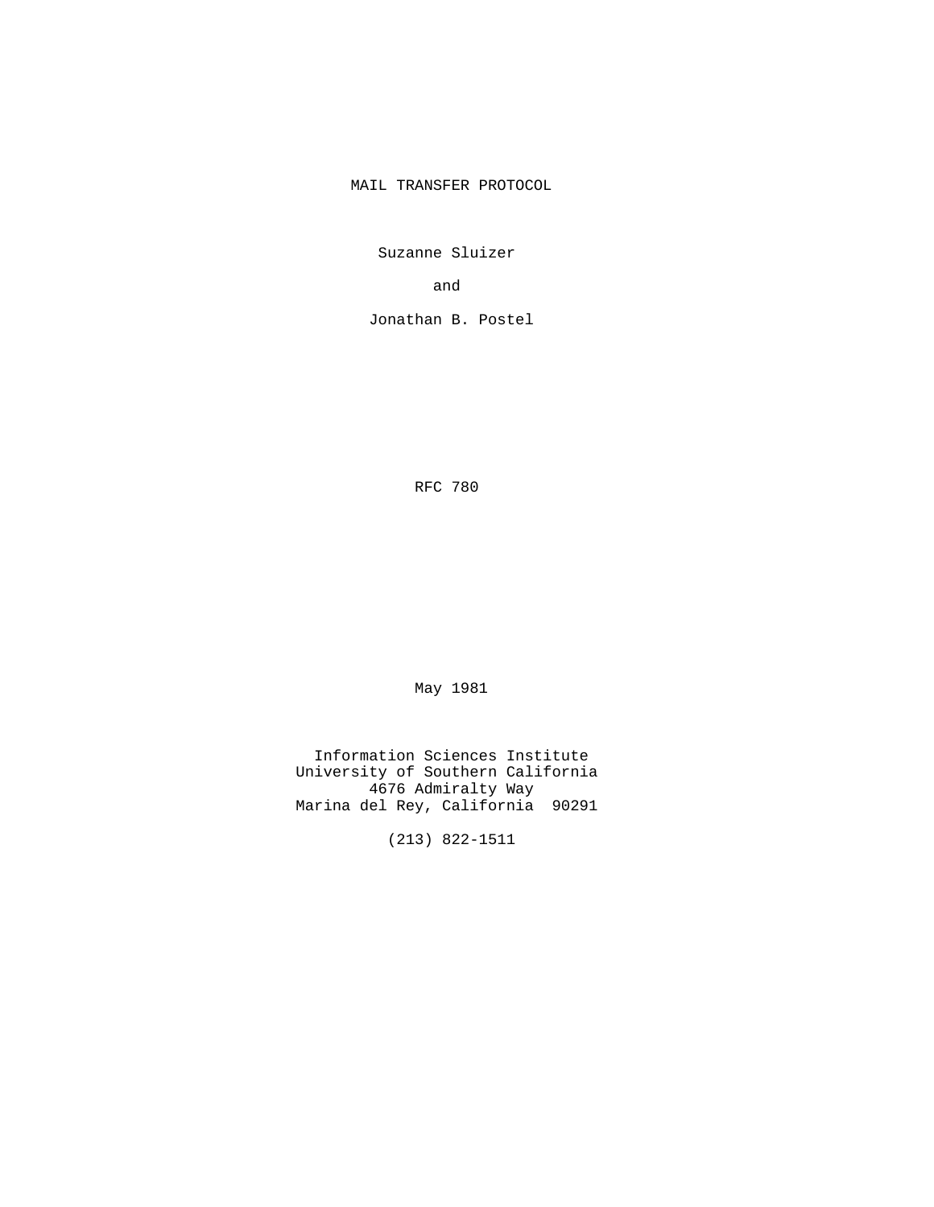# MAIL TRANSFER PROTOCOL

Suzanne Sluizer

and

Jonathan B. Postel

RFC 780

May 1981

Information Sciences Institute
University of Southern California
4676 Admiralty Way
Marina del Rey, California 90291

(213) 822-1511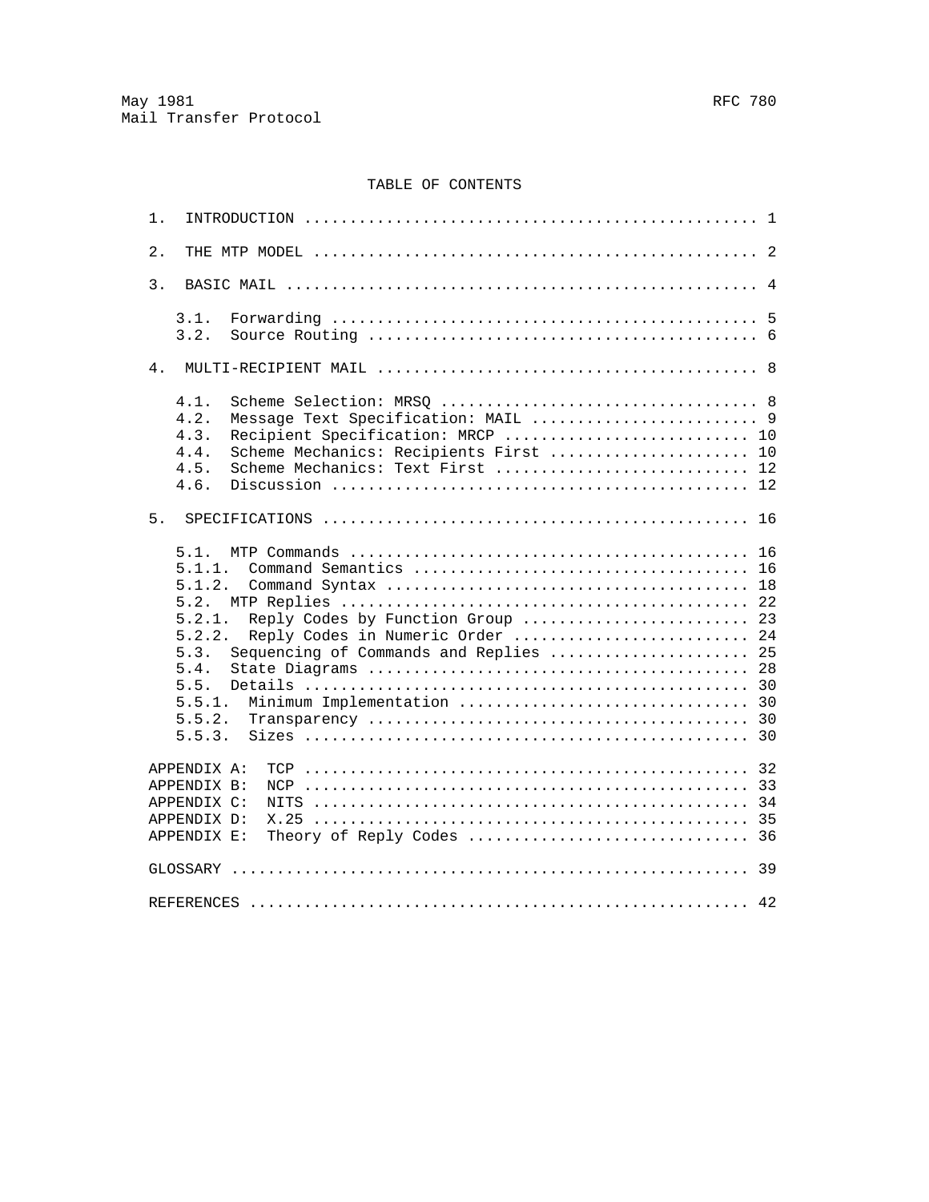# TABLE OF CONTENTS

```
1.  INTRODUCTION .................................................. 1

2.  THE MTP MODEL ................................................. 2

3.  BASIC MAIL .................................................... 4

   3.1.  Forwarding ............................................... 5
   3.2.  Source Routing ........................................... 6

4.  MULTI-RECIPIENT MAIL .......................................... 8

   4.1.  Scheme Selection: MRSQ ................................... 8
   4.2.  Message Text Specification: MAIL ......................... 9
   4.3.  Recipient Specification: MRCP ........................... 10
   4.4.  Scheme Mechanics: Recipients First ...................... 10
   4.5.  Scheme Mechanics: Text First ............................ 12
   4.6.  Discussion .............................................. 12

5.  SPECIFICATIONS ............................................... 16

   5.1.  MTP Commands ............................................ 16
   5.1.1.  Command Semantics ..................................... 16
   5.1.2.  Command Syntax ........................................ 18
   5.2.  MTP Replies ............................................. 22
   5.2.1.  Reply Codes by Function Group ......................... 23
   5.2.2.  Reply Codes in Numeric Order .......................... 24
   5.3.  Sequencing of Commands and Replies ...................... 25
   5.4.  State Diagrams .......................................... 28
   5.5.  Details ................................................. 30
   5.5.1.  Minimum Implementation ................................ 30
   5.5.2.  Transparency .......................................... 30
   5.5.3.  Sizes ................................................. 30

APPENDIX A:  TCP ................................................. 32
APPENDIX B:  NCP ................................................. 33
APPENDIX C:  NITS ................................................ 34
APPENDIX D:  X.25 ................................................ 35
APPENDIX E:  Theory of Reply Codes ............................... 36

GLOSSARY ......................................................... 39

REFERENCES ....................................................... 42
```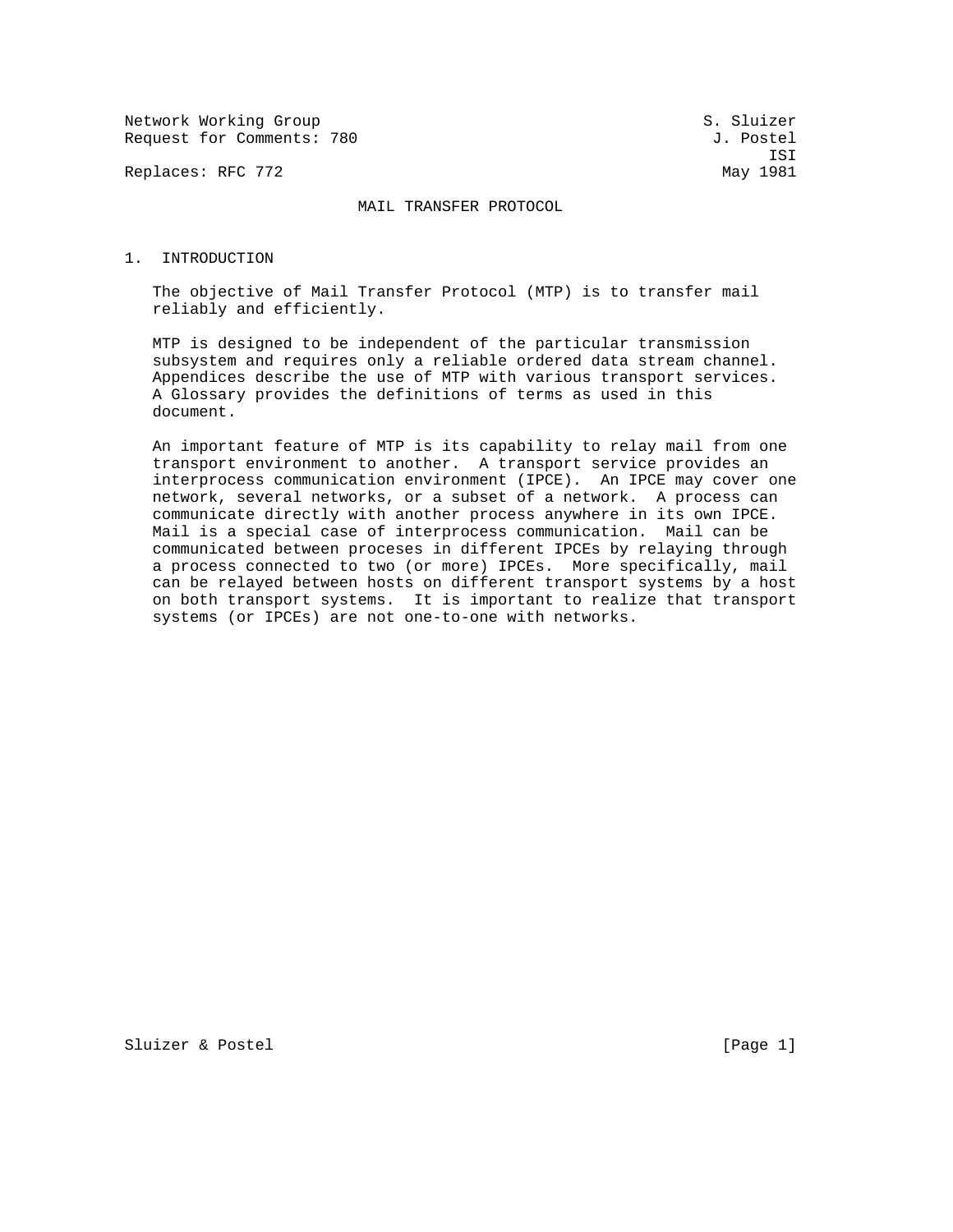Network Working Group S. Sluizer
Request for Comments: 780 J. Postel
ISI
Replaces: RFC 772 May 1981

# MAIL TRANSFER PROTOCOL

## 1. INTRODUCTION

The objective of Mail Transfer Protocol (MTP) is to transfer mail reliably and efficiently.

MTP is designed to be independent of the particular transmission subsystem and requires only a reliable ordered data stream channel. Appendices describe the use of MTP with various transport services. A Glossary provides the definitions of terms as used in this document.

An important feature of MTP is its capability to relay mail from one transport environment to another. A transport service provides an interprocess communication environment (IPCE). An IPCE may cover one network, several networks, or a subset of a network. A process can communicate directly with another process anywhere in its own IPCE. Mail is a special case of interprocess communication. Mail can be communicated between proceses in different IPCEs by relaying through a process connected to two (or more) IPCEs. More specifically, mail can be relayed between hosts on different transport systems by a host on both transport systems. It is important to realize that transport systems (or IPCEs) are not one-to-one with networks.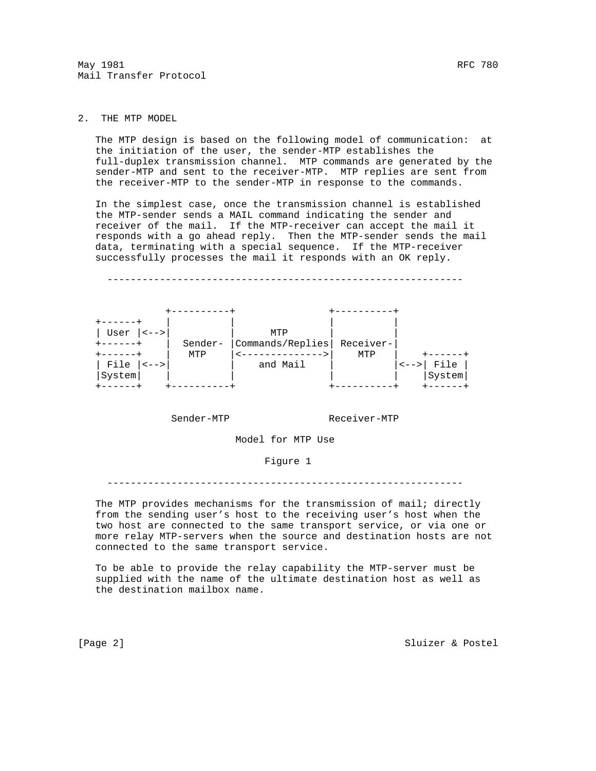## 2. THE MTP MODEL

The MTP design is based on the following model of communication: at the initiation of the user, the sender-MTP establishes the full-duplex transmission channel. MTP commands are generated by the sender-MTP and sent to the receiver-MTP. MTP replies are sent from the receiver-MTP to the sender-MTP in response to the commands.

In the simplest case, once the transmission channel is established the MTP-sender sends a MAIL command indicating the sender and receiver of the mail. If the MTP-receiver can accept the mail it responds with a go ahead reply. Then the MTP-sender sends the mail data, terminating with a special sequence. If the MTP-receiver successfully processes the mail it responds with an OK reply.

```
   -------------------------------------------------------------


               +----------+                +----------+
   +------+    |          |                |          |
   | User |<-->|          |      MTP       |          |
   +------+    |  Sender- |Commands/Replies| Receiver-|
   +------+    |   MTP    |<-------------->|    MTP   |    +------+
   | File |<-->|          |    and Mail    |          |<-->| File |
   |System|    |          |                |          |    |System|
   +------+    +----------+                +----------+    +------+


                Sender-MTP                Receiver-MTP

                            Model for MTP Use

                                Figure 1

   -------------------------------------------------------------
```

The MTP provides mechanisms for the transmission of mail; directly from the sending user's host to the receiving user's host when the two host are connected to the same transport service, or via one or more relay MTP-servers when the source and destination hosts are not connected to the same transport service.

To be able to provide the relay capability the MTP-server must be supplied with the name of the ultimate destination host as well as the destination mailbox name.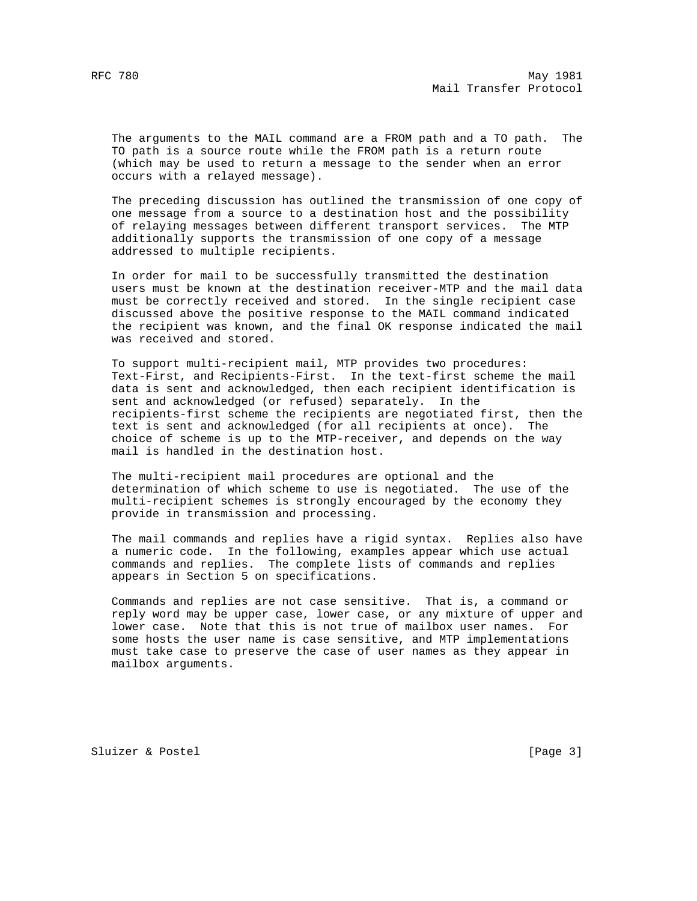The arguments to the MAIL command are a FROM path and a TO path. The TO path is a source route while the FROM path is a return route (which may be used to return a message to the sender when an error occurs with a relayed message).

The preceding discussion has outlined the transmission of one copy of one message from a source to a destination host and the possibility of relaying messages between different transport services. The MTP additionally supports the transmission of one copy of a message addressed to multiple recipients.

In order for mail to be successfully transmitted the destination users must be known at the destination receiver-MTP and the mail data must be correctly received and stored. In the single recipient case discussed above the positive response to the MAIL command indicated the recipient was known, and the final OK response indicated the mail was received and stored.

To support multi-recipient mail, MTP provides two procedures: Text-First, and Recipients-First. In the text-first scheme the mail data is sent and acknowledged, then each recipient identification is sent and acknowledged (or refused) separately. In the recipients-first scheme the recipients are negotiated first, then the text is sent and acknowledged (for all recipients at once). The choice of scheme is up to the MTP-receiver, and depends on the way mail is handled in the destination host.

The multi-recipient mail procedures are optional and the determination of which scheme to use is negotiated. The use of the multi-recipient schemes is strongly encouraged by the economy they provide in transmission and processing.

The mail commands and replies have a rigid syntax. Replies also have a numeric code. In the following, examples appear which use actual commands and replies. The complete lists of commands and replies appears in Section 5 on specifications.

Commands and replies are not case sensitive. That is, a command or reply word may be upper case, lower case, or any mixture of upper and lower case. Note that this is not true of mailbox user names. For some hosts the user name is case sensitive, and MTP implementations must take case to preserve the case of user names as they appear in mailbox arguments.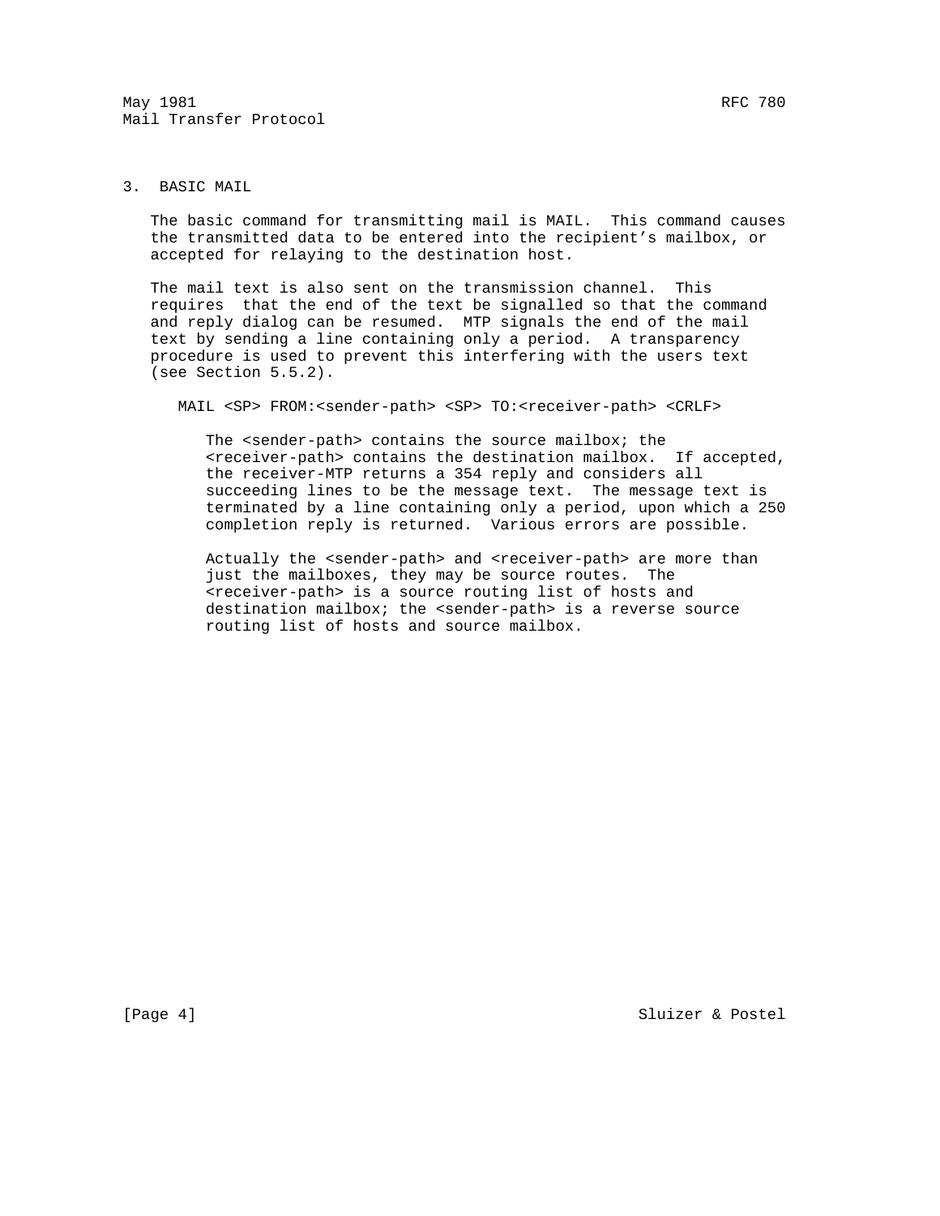# 3. BASIC MAIL

The basic command for transmitting mail is MAIL. This command causes the transmitted data to be entered into the recipient's mailbox, or accepted for relaying to the destination host.

The mail text is also sent on the transmission channel. This requires that the end of the text be signalled so that the command and reply dialog can be resumed. MTP signals the end of the mail text by sending a line containing only a period. A transparency procedure is used to prevent this interfering with the users text (see Section 5.5.2).

```
MAIL <SP> FROM:<sender-path> <SP> TO:<receiver-path> <CRLF>
```

The <sender-path> contains the source mailbox; the <receiver-path> contains the destination mailbox. If accepted, the receiver-MTP returns a 354 reply and considers all succeeding lines to be the message text. The message text is terminated by a line containing only a period, upon which a 250 completion reply is returned. Various errors are possible.

Actually the <sender-path> and <receiver-path> are more than just the mailboxes, they may be source routes. The <receiver-path> is a source routing list of hosts and destination mailbox; the <sender-path> is a reverse source routing list of hosts and source mailbox.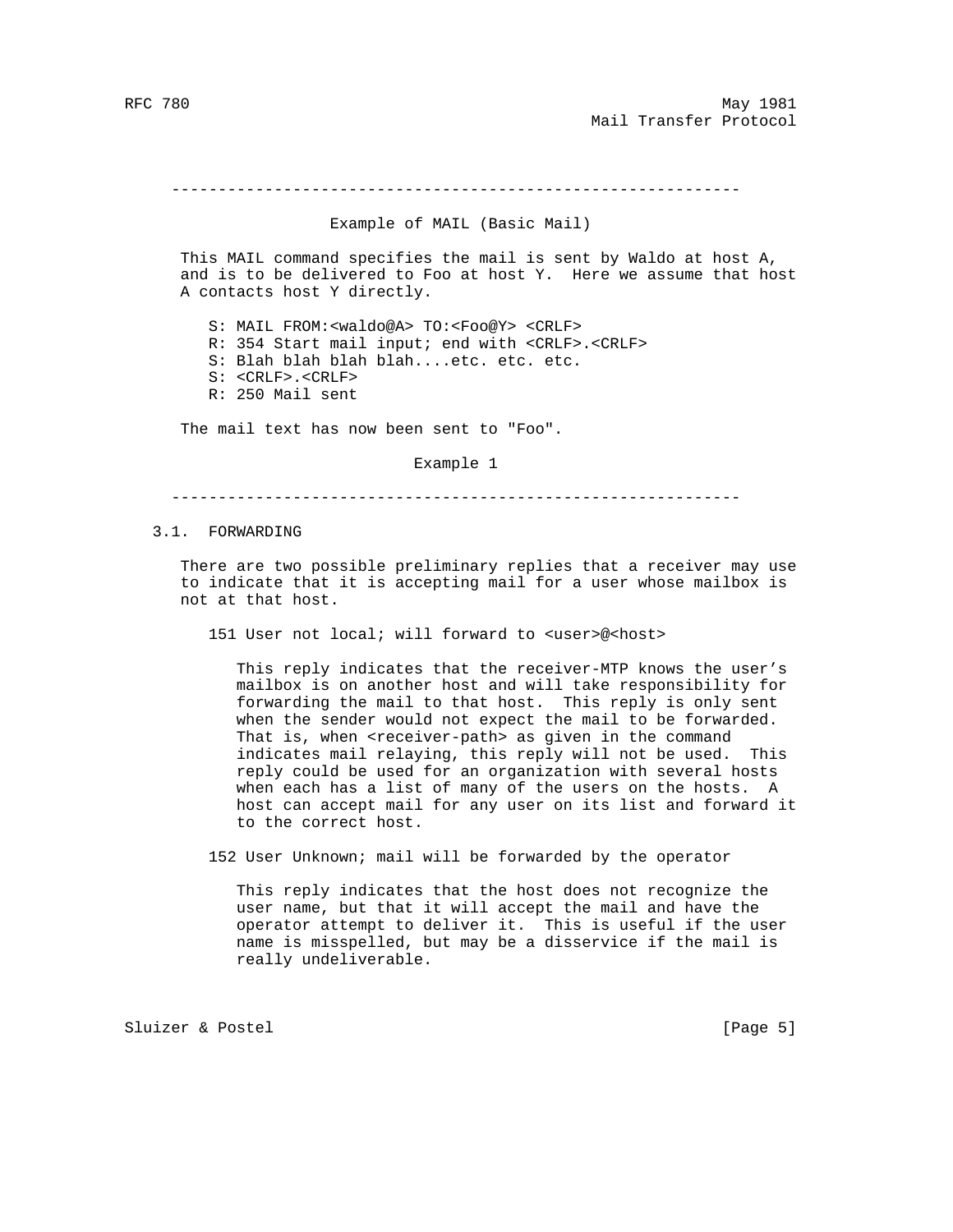---

Example of MAIL (Basic Mail)

This MAIL command specifies the mail is sent by Waldo at host A, and is to be delivered to Foo at host Y. Here we assume that host A contacts host Y directly.

```
S: MAIL FROM:<waldo@A> TO:<Foo@Y> <CRLF>
R: 354 Start mail input; end with <CRLF>.<CRLF>
S: Blah blah blah blah....etc. etc. etc.
S: <CRLF>.<CRLF>
R: 250 Mail sent
```

The mail text has now been sent to "Foo".

Example 1

---

### 3.1. FORWARDING

There are two possible preliminary replies that a receiver may use to indicate that it is accepting mail for a user whose mailbox is not at that host.

151 User not local; will forward to <user>@<host>

> This reply indicates that the receiver-MTP knows the user's mailbox is on another host and will take responsibility for forwarding the mail to that host. This reply is only sent when the sender would not expect the mail to be forwarded. That is, when <receiver-path> as given in the command indicates mail relaying, this reply will not be used. This reply could be used for an organization with several hosts when each has a list of many of the users on the hosts. A host can accept mail for any user on its list and forward it to the correct host.

152 User Unknown; mail will be forwarded by the operator

> This reply indicates that the host does not recognize the user name, but that it will accept the mail and have the operator attempt to deliver it. This is useful if the user name is misspelled, but may be a disservice if the mail is really undeliverable.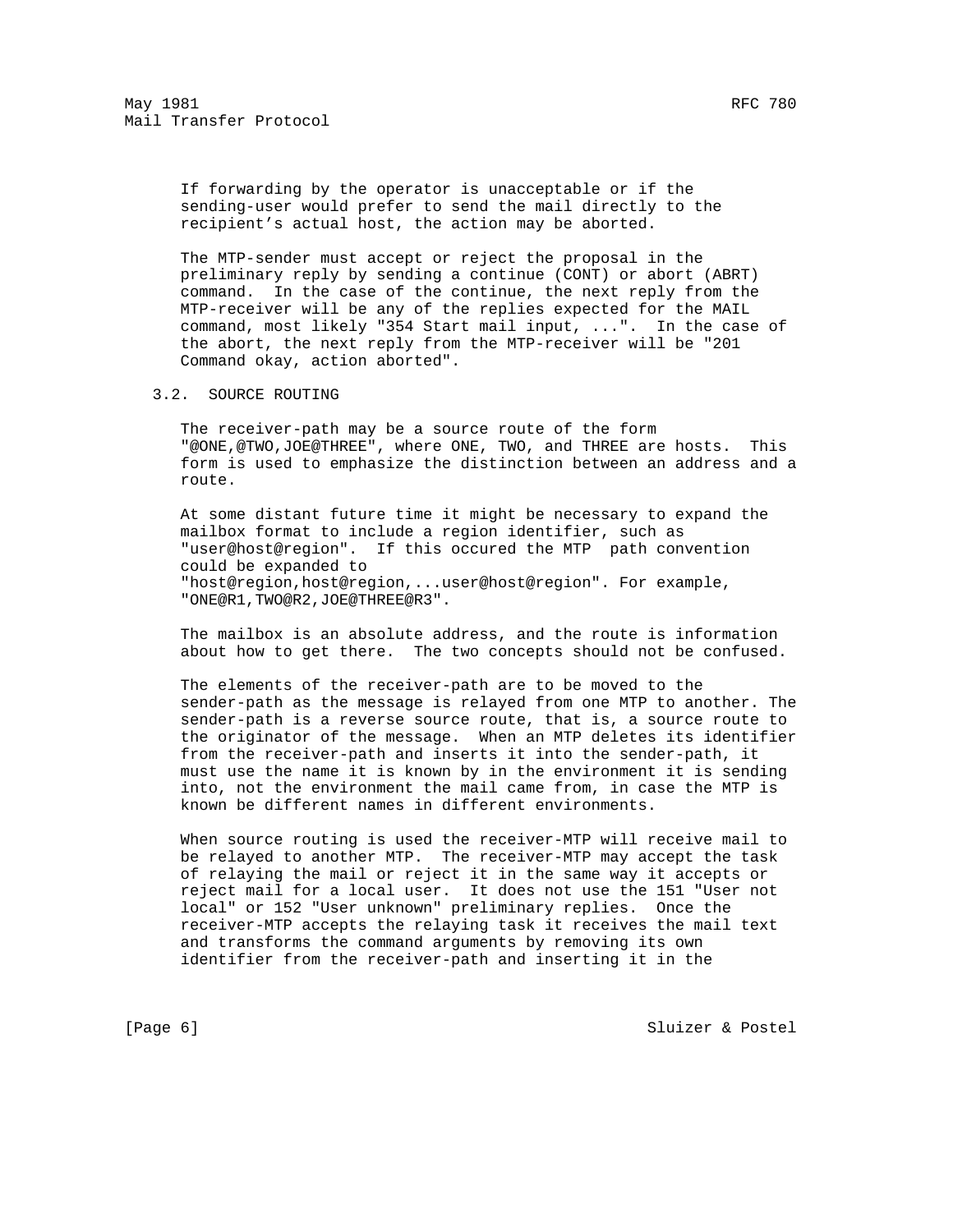If forwarding by the operator is unacceptable or if the sending-user would prefer to send the mail directly to the recipient's actual host, the action may be aborted.

The MTP-sender must accept or reject the proposal in the preliminary reply by sending a continue (CONT) or abort (ABRT) command. In the case of the continue, the next reply from the MTP-receiver will be any of the replies expected for the MAIL command, most likely "354 Start mail input, ...". In the case of the abort, the next reply from the MTP-receiver will be "201 Command okay, action aborted".

### 3.2. SOURCE ROUTING

The receiver-path may be a source route of the form "@ONE,@TWO,JOE@THREE", where ONE, TWO, and THREE are hosts. This form is used to emphasize the distinction between an address and a route.

At some distant future time it might be necessary to expand the mailbox format to include a region identifier, such as "user@host@region". If this occured the MTP path convention could be expanded to "host@region,host@region,...user@host@region". For example, "ONE@R1,TWO@R2,JOE@THREE@R3".

The mailbox is an absolute address, and the route is information about how to get there. The two concepts should not be confused.

The elements of the receiver-path are to be moved to the sender-path as the message is relayed from one MTP to another. The sender-path is a reverse source route, that is, a source route to the originator of the message. When an MTP deletes its identifier from the receiver-path and inserts it into the sender-path, it must use the name it is known by in the environment it is sending into, not the environment the mail came from, in case the MTP is known be different names in different environments.

When source routing is used the receiver-MTP will receive mail to be relayed to another MTP. The receiver-MTP may accept the task of relaying the mail or reject it in the same way it accepts or reject mail for a local user. It does not use the 151 "User not local" or 152 "User unknown" preliminary replies. Once the receiver-MTP accepts the relaying task it receives the mail text and transforms the command arguments by removing its own identifier from the receiver-path and inserting it in the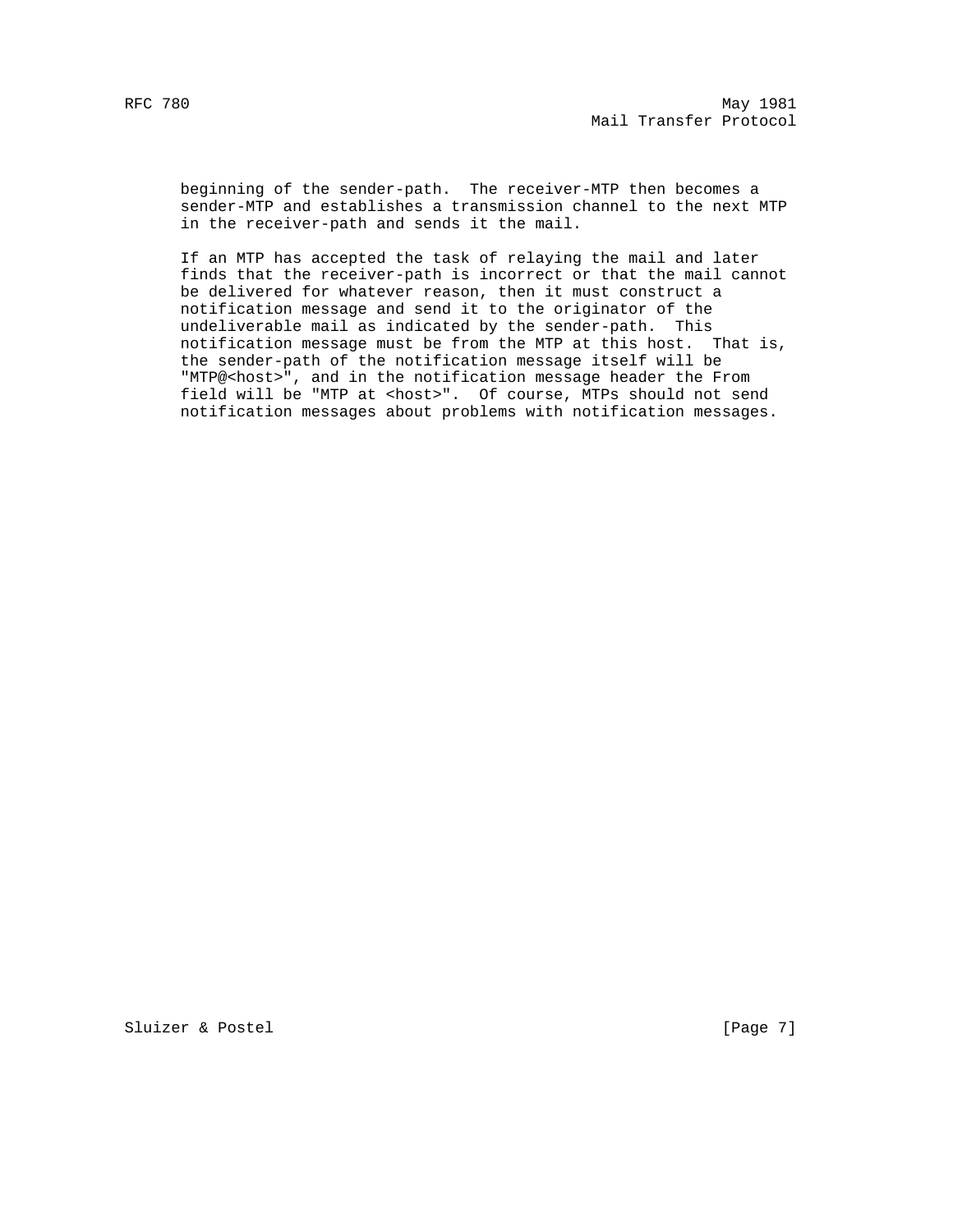beginning of the sender-path. The receiver-MTP then becomes a sender-MTP and establishes a transmission channel to the next MTP in the receiver-path and sends it the mail.

If an MTP has accepted the task of relaying the mail and later finds that the receiver-path is incorrect or that the mail cannot be delivered for whatever reason, then it must construct a notification message and send it to the originator of the undeliverable mail as indicated by the sender-path. This notification message must be from the MTP at this host. That is, the sender-path of the notification message itself will be "MTP@<host>", and in the notification message header the From field will be "MTP at <host>". Of course, MTPs should not send notification messages about problems with notification messages.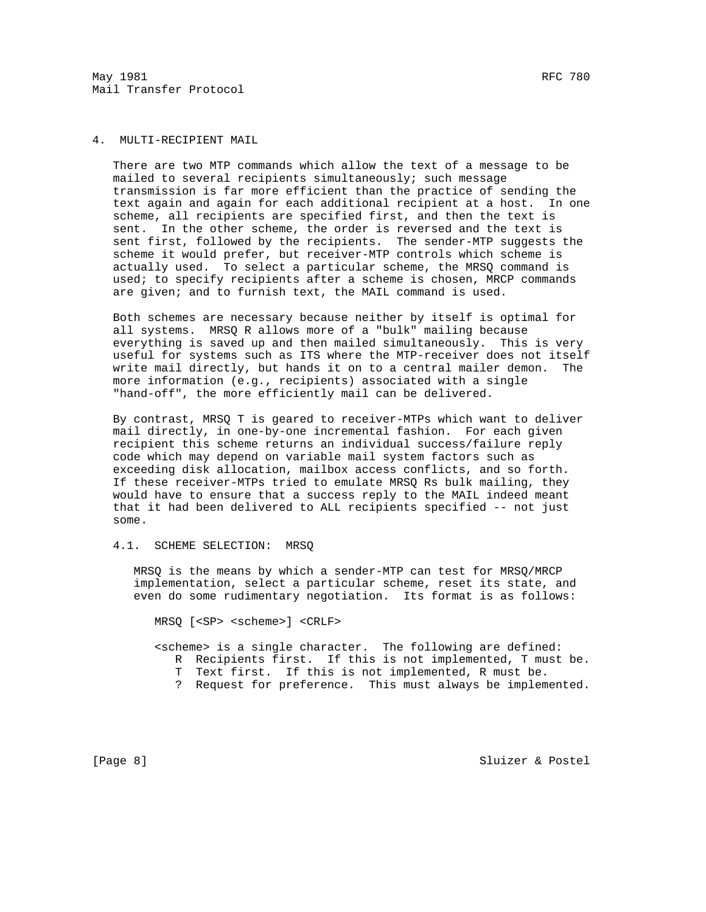## 4. MULTI-RECIPIENT MAIL

There are two MTP commands which allow the text of a message to be mailed to several recipients simultaneously; such message transmission is far more efficient than the practice of sending the text again and again for each additional recipient at a host. In one scheme, all recipients are specified first, and then the text is sent. In the other scheme, the order is reversed and the text is sent first, followed by the recipients. The sender-MTP suggests the scheme it would prefer, but receiver-MTP controls which scheme is actually used. To select a particular scheme, the MRSQ command is used; to specify recipients after a scheme is chosen, MRCP commands are given; and to furnish text, the MAIL command is used.

Both schemes are necessary because neither by itself is optimal for all systems. MRSQ R allows more of a "bulk" mailing because everything is saved up and then mailed simultaneously. This is very useful for systems such as ITS where the MTP-receiver does not itself write mail directly, but hands it on to a central mailer demon. The more information (e.g., recipients) associated with a single "hand-off", the more efficiently mail can be delivered.

By contrast, MRSQ T is geared to receiver-MTPs which want to deliver mail directly, in one-by-one incremental fashion. For each given recipient this scheme returns an individual success/failure reply code which may depend on variable mail system factors such as exceeding disk allocation, mailbox access conflicts, and so forth. If these receiver-MTPs tried to emulate MRSQ Rs bulk mailing, they would have to ensure that a success reply to the MAIL indeed meant that it had been delivered to ALL recipients specified -- not just some.

### 4.1. SCHEME SELECTION: MRSQ

MRSQ is the means by which a sender-MTP can test for MRSQ/MRCP implementation, select a particular scheme, reset its state, and even do some rudimentary negotiation. Its format is as follows:

```
MRSQ [<SP> <scheme>] <CRLF>

<scheme> is a single character.  The following are defined:
   R  Recipients first.  If this is not implemented, T must be.
   T  Text first.  If this is not implemented, R must be.
   ?  Request for preference.  This must always be implemented.
```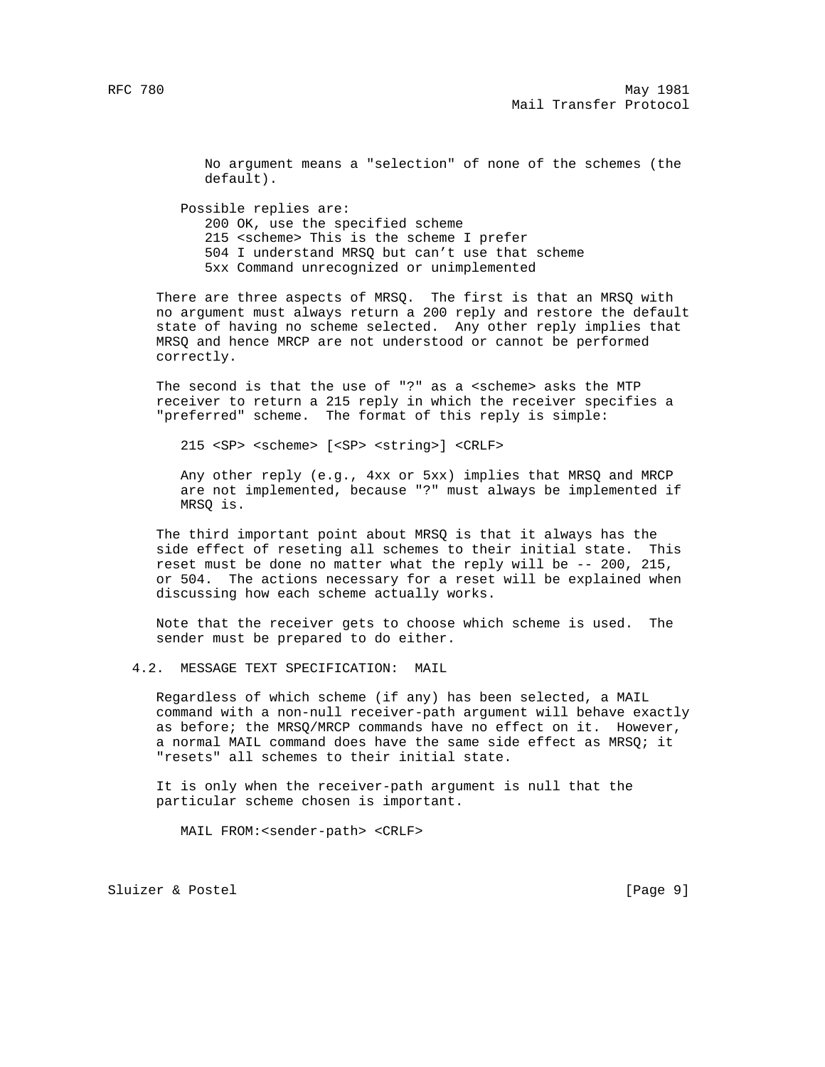No argument means a "selection" of none of the schemes (the default).

Possible replies are:

```
200 OK, use the specified scheme
215 <scheme> This is the scheme I prefer
504 I understand MRSQ but can't use that scheme
5xx Command unrecognized or unimplemented
```

There are three aspects of MRSQ. The first is that an MRSQ with no argument must always return a 200 reply and restore the default state of having no scheme selected. Any other reply implies that MRSQ and hence MRCP are not understood or cannot be performed correctly.

The second is that the use of "?" as a <scheme> asks the MTP receiver to return a 215 reply in which the receiver specifies a "preferred" scheme. The format of this reply is simple:

```
215 <SP> <scheme> [<SP> <string>] <CRLF>
```

Any other reply (e.g., 4xx or 5xx) implies that MRSQ and MRCP are not implemented, because "?" must always be implemented if MRSQ is.

The third important point about MRSQ is that it always has the side effect of reseting all schemes to their initial state. This reset must be done no matter what the reply will be -- 200, 215, or 504. The actions necessary for a reset will be explained when discussing how each scheme actually works.

Note that the receiver gets to choose which scheme is used. The sender must be prepared to do either.

## 4.2. MESSAGE TEXT SPECIFICATION: MAIL

Regardless of which scheme (if any) has been selected, a MAIL command with a non-null receiver-path argument will behave exactly as before; the MRSQ/MRCP commands have no effect on it. However, a normal MAIL command does have the same side effect as MRSQ; it "resets" all schemes to their initial state.

It is only when the receiver-path argument is null that the particular scheme chosen is important.

```
MAIL FROM:<sender-path> <CRLF>
```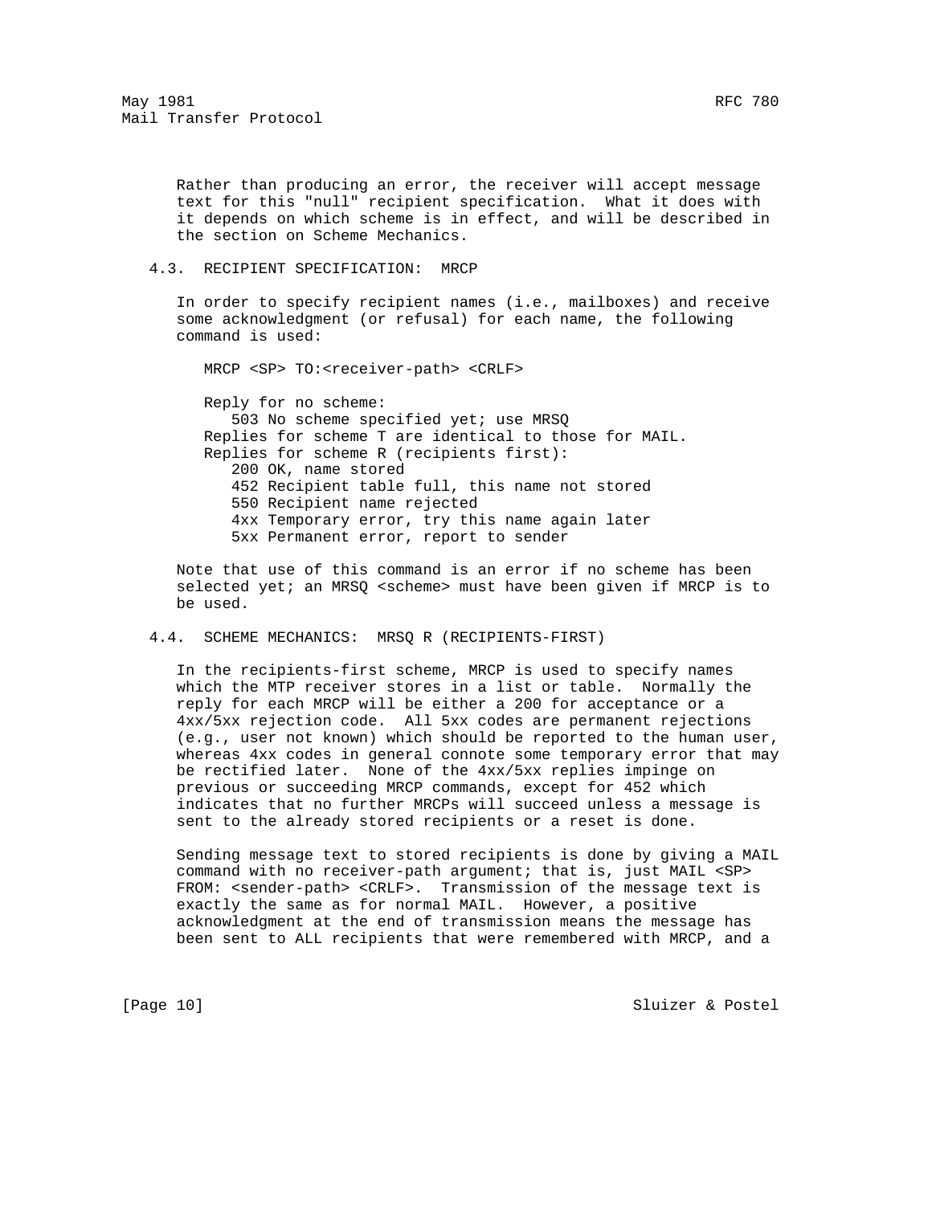Rather than producing an error, the receiver will accept message text for this "null" recipient specification. What it does with it depends on which scheme is in effect, and will be described in the section on Scheme Mechanics.

### 4.3. RECIPIENT SPECIFICATION: MRCP

In order to specify recipient names (i.e., mailboxes) and receive some acknowledgment (or refusal) for each name, the following command is used:

```
MRCP <SP> TO:<receiver-path> <CRLF>

Reply for no scheme:
   503 No scheme specified yet; use MRSQ
Replies for scheme T are identical to those for MAIL.
Replies for scheme R (recipients first):
   200 OK, name stored
   452 Recipient table full, this name not stored
   550 Recipient name rejected
   4xx Temporary error, try this name again later
   5xx Permanent error, report to sender
```

Note that use of this command is an error if no scheme has been selected yet; an MRSQ <scheme> must have been given if MRCP is to be used.

### 4.4. SCHEME MECHANICS: MRSQ R (RECIPIENTS-FIRST)

In the recipients-first scheme, MRCP is used to specify names which the MTP receiver stores in a list or table. Normally the reply for each MRCP will be either a 200 for acceptance or a 4xx/5xx rejection code. All 5xx codes are permanent rejections (e.g., user not known) which should be reported to the human user, whereas 4xx codes in general connote some temporary error that may be rectified later. None of the 4xx/5xx replies impinge on previous or succeeding MRCP commands, except for 452 which indicates that no further MRCPs will succeed unless a message is sent to the already stored recipients or a reset is done.

Sending message text to stored recipients is done by giving a MAIL command with no receiver-path argument; that is, just MAIL <SP> FROM: <sender-path> <CRLF>. Transmission of the message text is exactly the same as for normal MAIL. However, a positive acknowledgment at the end of transmission means the message has been sent to ALL recipients that were remembered with MRCP, and a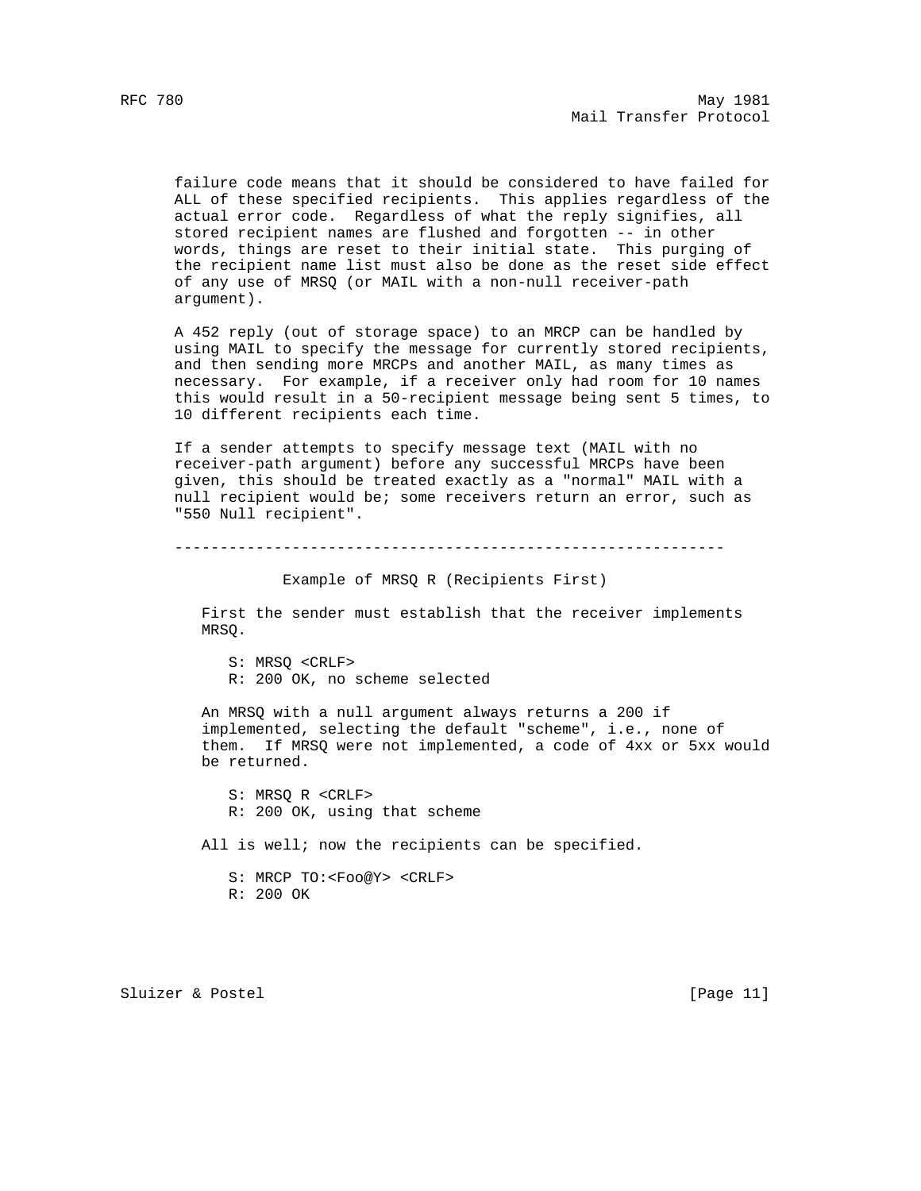failure code means that it should be considered to have failed for ALL of these specified recipients. This applies regardless of the actual error code. Regardless of what the reply signifies, all stored recipient names are flushed and forgotten -- in other words, things are reset to their initial state. This purging of the recipient name list must also be done as the reset side effect of any use of MRSQ (or MAIL with a non-null receiver-path argument).

A 452 reply (out of storage space) to an MRCP can be handled by using MAIL to specify the message for currently stored recipients, and then sending more MRCPs and another MAIL, as many times as necessary. For example, if a receiver only had room for 10 names this would result in a 50-recipient message being sent 5 times, to 10 different recipients each time.

If a sender attempts to specify message text (MAIL with no receiver-path argument) before any successful MRCPs have been given, this should be treated exactly as a "normal" MAIL with a null recipient would be; some receivers return an error, such as "550 Null recipient".

---

Example of MRSQ R (Recipients First)

First the sender must establish that the receiver implements MRSQ.

```
S: MRSQ <CRLF>
R: 200 OK, no scheme selected
```

An MRSQ with a null argument always returns a 200 if implemented, selecting the default "scheme", i.e., none of them. If MRSQ were not implemented, a code of 4xx or 5xx would be returned.

```
S: MRSQ R <CRLF>
R: 200 OK, using that scheme
```

All is well; now the recipients can be specified.

```
S: MRCP TO:<Foo@Y> <CRLF>
R: 200 OK
```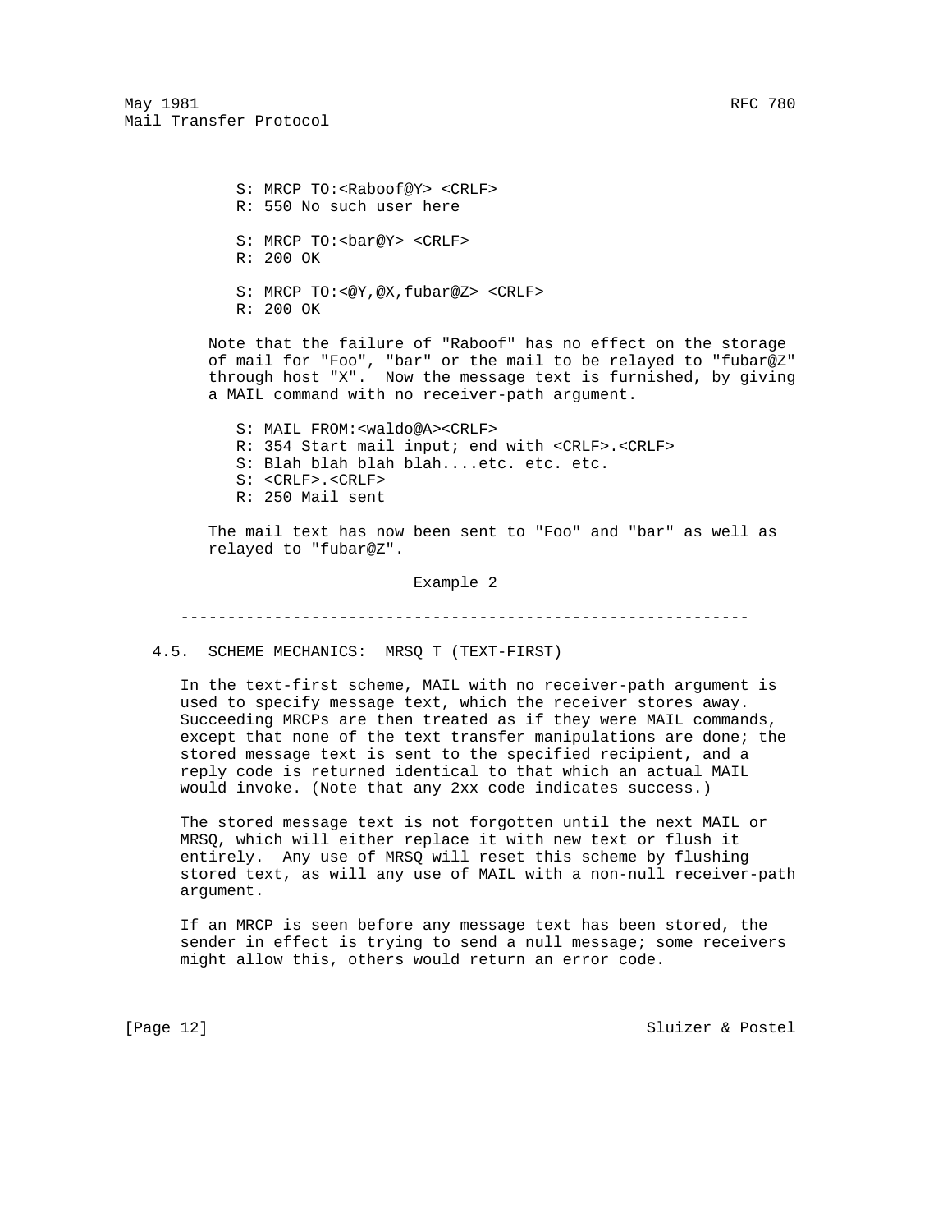```
S: MRCP TO:<Raboof@Y> <CRLF>
R: 550 No such user here

S: MRCP TO:<bar@Y> <CRLF>
R: 200 OK

S: MRCP TO:<@Y,@X,fubar@Z> <CRLF>
R: 200 OK
```

Note that the failure of "Raboof" has no effect on the storage of mail for "Foo", "bar" or the mail to be relayed to "fubar@Z" through host "X". Now the message text is furnished, by giving a MAIL command with no receiver-path argument.

```
S: MAIL FROM:<waldo@A><CRLF>
R: 354 Start mail input; end with <CRLF>.<CRLF>
S: Blah blah blah blah....etc. etc. etc.
S: <CRLF>.<CRLF>
R: 250 Mail sent
```

The mail text has now been sent to "Foo" and "bar" as well as relayed to "fubar@Z".

Example 2

---

### 4.5. SCHEME MECHANICS: MRSQ T (TEXT-FIRST)

In the text-first scheme, MAIL with no receiver-path argument is used to specify message text, which the receiver stores away. Succeeding MRCPs are then treated as if they were MAIL commands, except that none of the text transfer manipulations are done; the stored message text is sent to the specified recipient, and a reply code is returned identical to that which an actual MAIL would invoke. (Note that any 2xx code indicates success.)

The stored message text is not forgotten until the next MAIL or MRSQ, which will either replace it with new text or flush it entirely. Any use of MRSQ will reset this scheme by flushing stored text, as will any use of MAIL with a non-null receiver-path argument.

If an MRCP is seen before any message text has been stored, the sender in effect is trying to send a null message; some receivers might allow this, others would return an error code.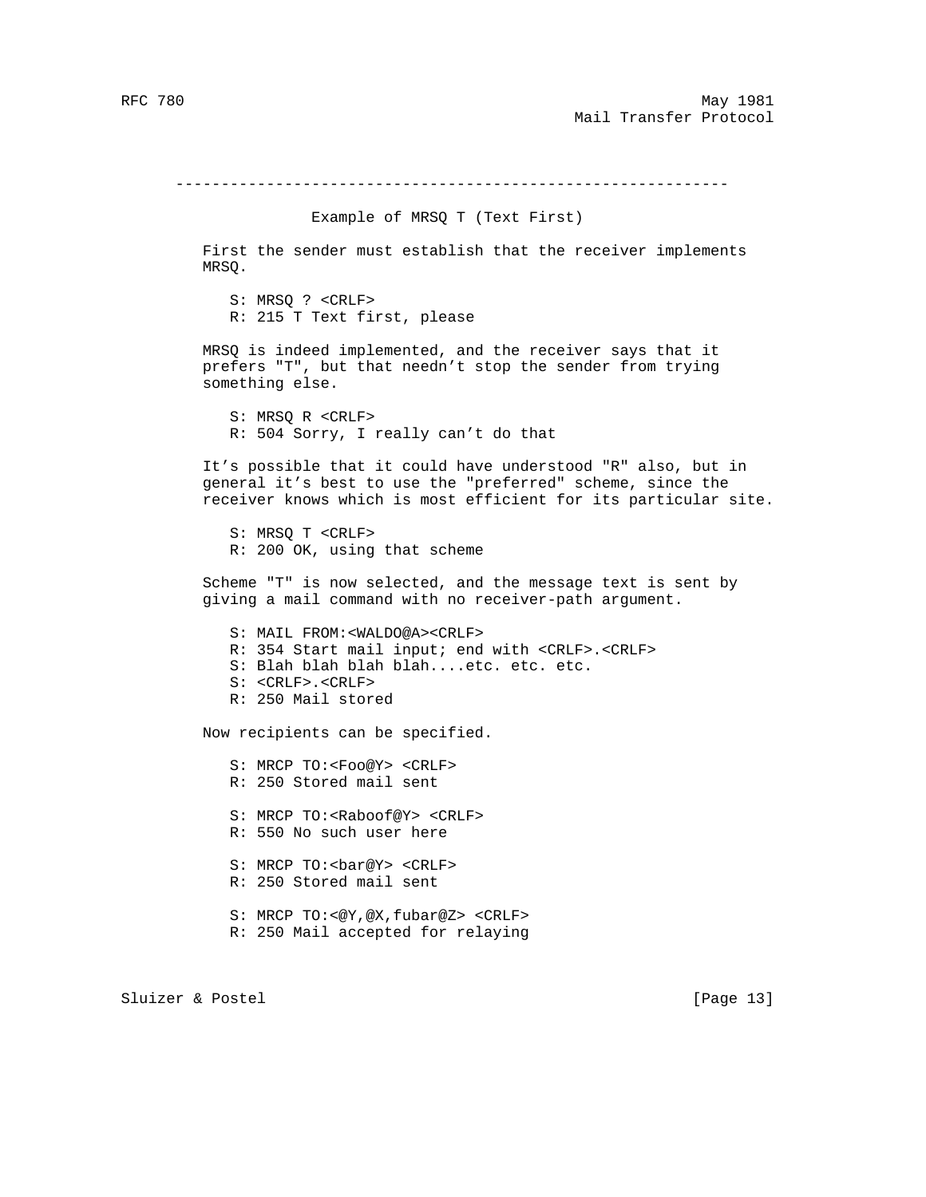---

### Example of MRSQ T (Text First)

First the sender must establish that the receiver implements MRSQ.

```
S: MRSQ ? <CRLF>
R: 215 T Text first, please
```

MRSQ is indeed implemented, and the receiver says that it prefers "T", but that needn't stop the sender from trying something else.

```
S: MRSQ R <CRLF>
R: 504 Sorry, I really can't do that
```

It's possible that it could have understood "R" also, but in general it's best to use the "preferred" scheme, since the receiver knows which is most efficient for its particular site.

```
S: MRSQ T <CRLF>
R: 200 OK, using that scheme
```

Scheme "T" is now selected, and the message text is sent by giving a mail command with no receiver-path argument.

```
S: MAIL FROM:<WALDO@A><CRLF>
R: 354 Start mail input; end with <CRLF>.<CRLF>
S: Blah blah blah blah....etc. etc. etc.
S: <CRLF>.<CRLF>
R: 250 Mail stored
```

Now recipients can be specified.

```
S: MRCP TO:<Foo@Y> <CRLF>
R: 250 Stored mail sent

S: MRCP TO:<Raboof@Y> <CRLF>
R: 550 No such user here

S: MRCP TO:<bar@Y> <CRLF>
R: 250 Stored mail sent

S: MRCP TO:<@Y,@X,fubar@Z> <CRLF>
R: 250 Mail accepted for relaying
```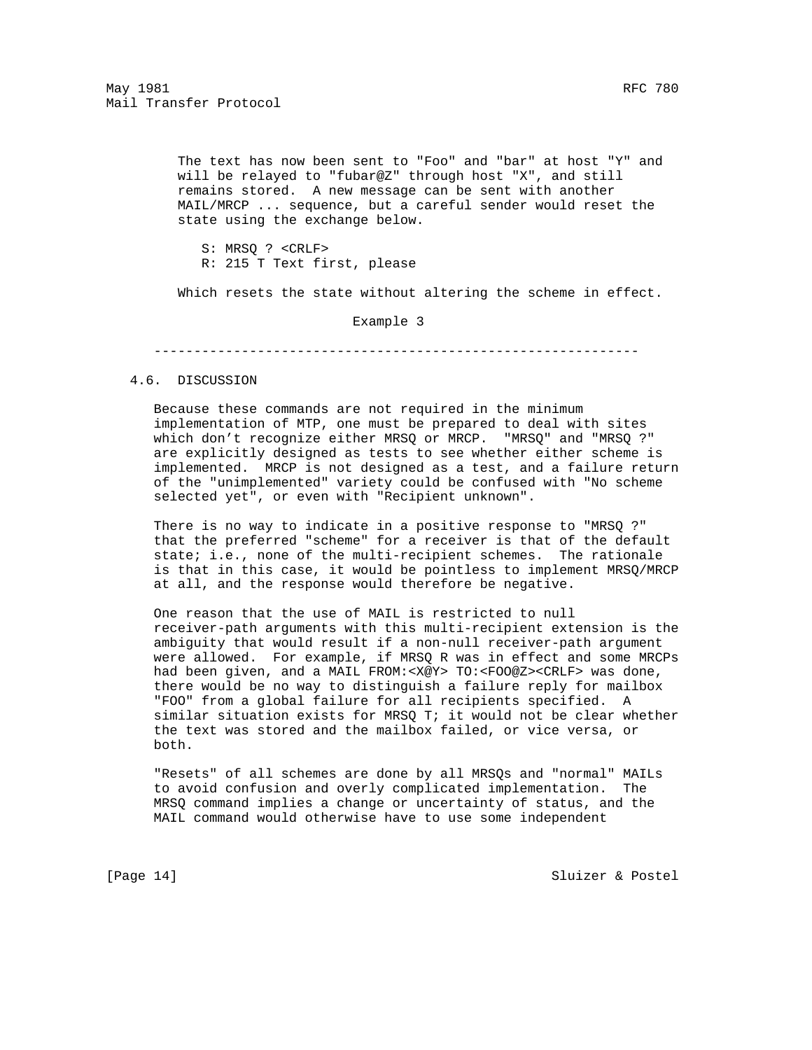The text has now been sent to "Foo" and "bar" at host "Y" and will be relayed to "fubar@Z" through host "X", and still remains stored. A new message can be sent with another MAIL/MRCP ... sequence, but a careful sender would reset the state using the exchange below.

```
S: MRSQ ? <CRLF>
R: 215 T Text first, please
```

Which resets the state without altering the scheme in effect.

Example 3

---

### 4.6. DISCUSSION

Because these commands are not required in the minimum implementation of MTP, one must be prepared to deal with sites which don't recognize either MRSQ or MRCP. "MRSQ" and "MRSQ ?" are explicitly designed as tests to see whether either scheme is implemented. MRCP is not designed as a test, and a failure return of the "unimplemented" variety could be confused with "No scheme selected yet", or even with "Recipient unknown".

There is no way to indicate in a positive response to "MRSQ ?" that the preferred "scheme" for a receiver is that of the default state; i.e., none of the multi-recipient schemes. The rationale is that in this case, it would be pointless to implement MRSQ/MRCP at all, and the response would therefore be negative.

One reason that the use of MAIL is restricted to null receiver-path arguments with this multi-recipient extension is the ambiguity that would result if a non-null receiver-path argument were allowed. For example, if MRSQ R was in effect and some MRCPs had been given, and a MAIL FROM:<X@Y> TO:<FOO@Z><CRLF> was done, there would be no way to distinguish a failure reply for mailbox "FOO" from a global failure for all recipients specified. A similar situation exists for MRSQ T; it would not be clear whether the text was stored and the mailbox failed, or vice versa, or both.

"Resets" of all schemes are done by all MRSQs and "normal" MAILs to avoid confusion and overly complicated implementation. The MRSQ command implies a change or uncertainty of status, and the MAIL command would otherwise have to use some independent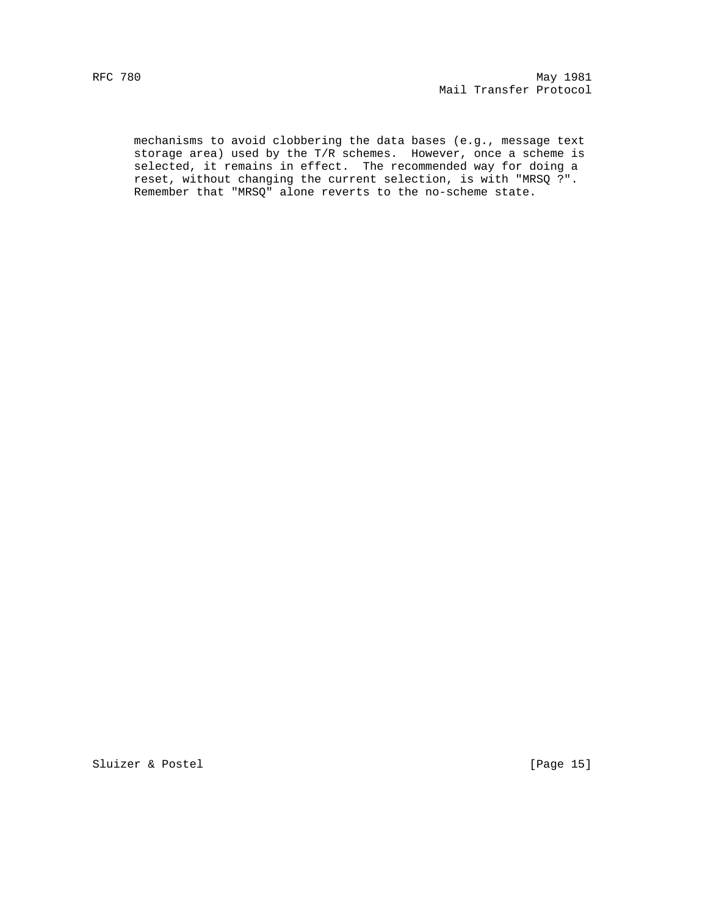mechanisms to avoid clobbering the data bases (e.g., message text storage area) used by the T/R schemes. However, once a scheme is selected, it remains in effect. The recommended way for doing a reset, without changing the current selection, is with "MRSQ ?". Remember that "MRSQ" alone reverts to the no-scheme state.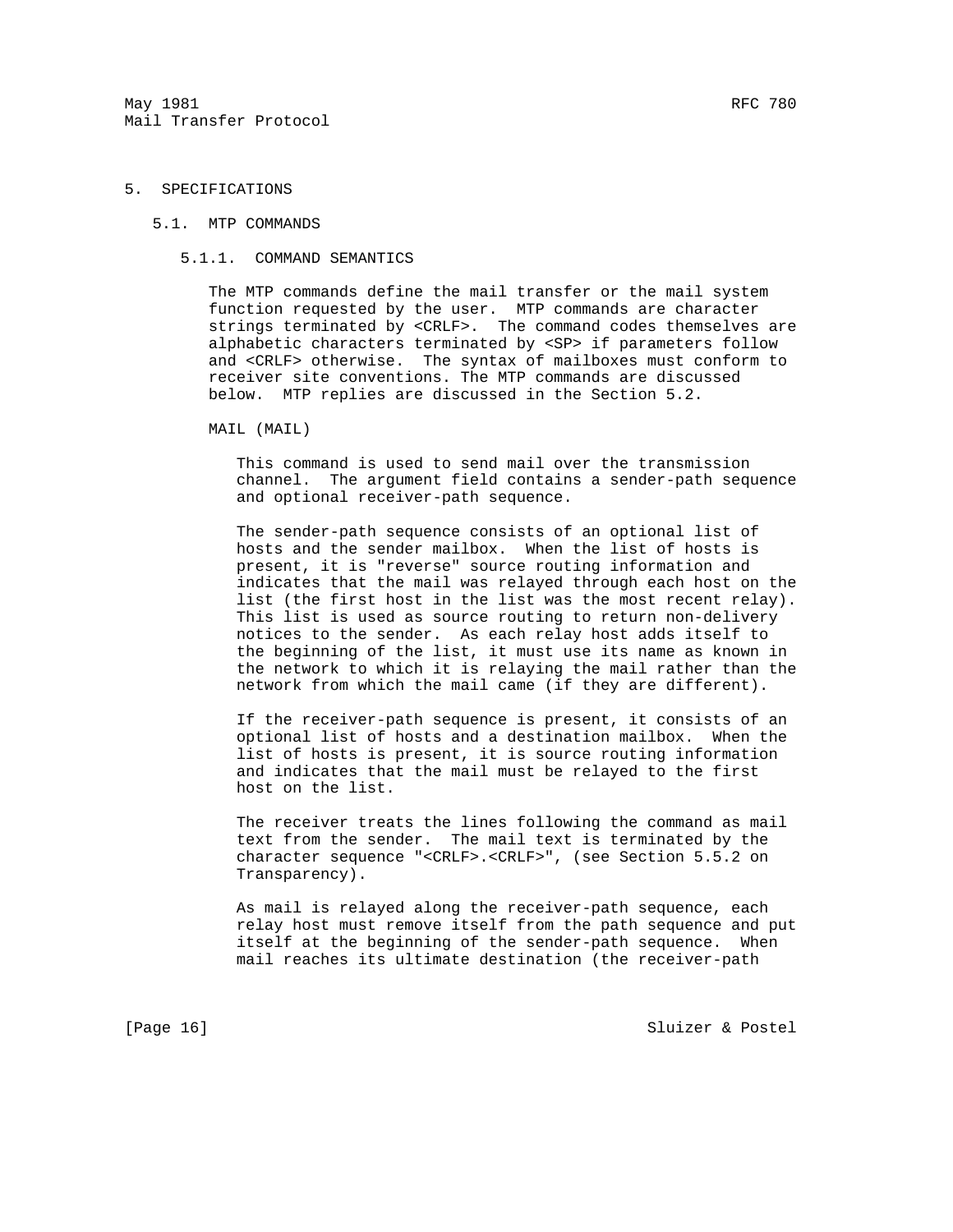# 5. SPECIFICATIONS

## 5.1. MTP COMMANDS

### 5.1.1. COMMAND SEMANTICS

The MTP commands define the mail transfer or the mail system function requested by the user. MTP commands are character strings terminated by <CRLF>. The command codes themselves are alphabetic characters terminated by <SP> if parameters follow and <CRLF> otherwise. The syntax of mailboxes must conform to receiver site conventions. The MTP commands are discussed below. MTP replies are discussed in the Section 5.2.

MAIL (MAIL)

This command is used to send mail over the transmission channel. The argument field contains a sender-path sequence and optional receiver-path sequence.

The sender-path sequence consists of an optional list of hosts and the sender mailbox. When the list of hosts is present, it is "reverse" source routing information and indicates that the mail was relayed through each host on the list (the first host in the list was the most recent relay). This list is used as source routing to return non-delivery notices to the sender. As each relay host adds itself to the beginning of the list, it must use its name as known in the network to which it is relaying the mail rather than the network from which the mail came (if they are different).

If the receiver-path sequence is present, it consists of an optional list of hosts and a destination mailbox. When the list of hosts is present, it is source routing information and indicates that the mail must be relayed to the first host on the list.

The receiver treats the lines following the command as mail text from the sender. The mail text is terminated by the character sequence "<CRLF>.<CRLF>", (see Section 5.5.2 on Transparency).

As mail is relayed along the receiver-path sequence, each relay host must remove itself from the path sequence and put itself at the beginning of the sender-path sequence. When mail reaches its ultimate destination (the receiver-path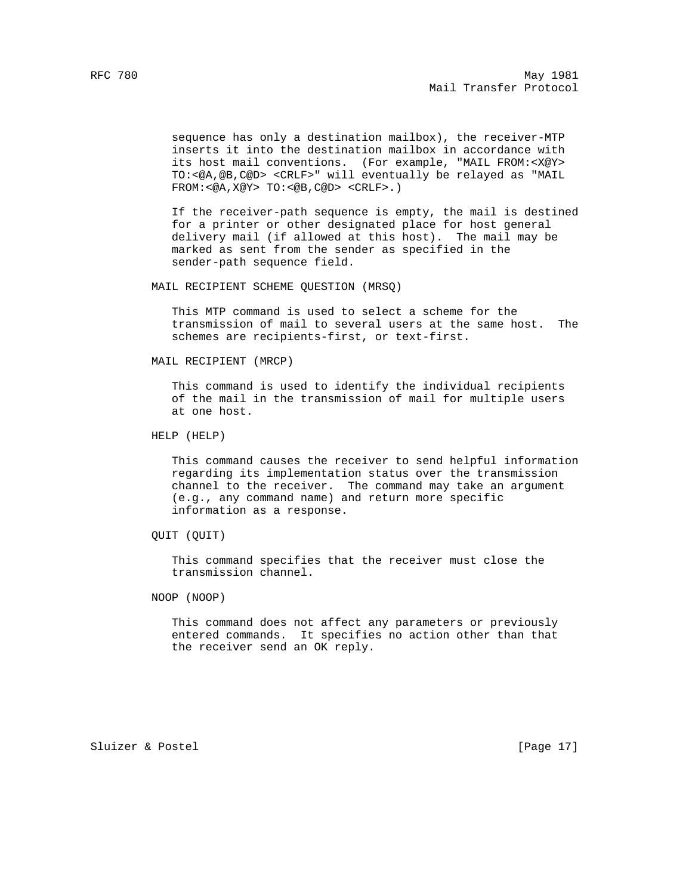sequence has only a destination mailbox), the receiver-MTP inserts it into the destination mailbox in accordance with its host mail conventions. (For example, "MAIL FROM:<X@Y> TO:<@A,@B,C@D> <CRLF>" will eventually be relayed as "MAIL FROM:<@A,X@Y> TO:<@B,C@D> <CRLF>.)

If the receiver-path sequence is empty, the mail is destined for a printer or other designated place for host general delivery mail (if allowed at this host). The mail may be marked as sent from the sender as specified in the sender-path sequence field.

MAIL RECIPIENT SCHEME QUESTION (MRSQ)

This MTP command is used to select a scheme for the transmission of mail to several users at the same host. The schemes are recipients-first, or text-first.

MAIL RECIPIENT (MRCP)

This command is used to identify the individual recipients of the mail in the transmission of mail for multiple users at one host.

HELP (HELP)

This command causes the receiver to send helpful information regarding its implementation status over the transmission channel to the receiver. The command may take an argument (e.g., any command name) and return more specific information as a response.

QUIT (QUIT)

This command specifies that the receiver must close the transmission channel.

NOOP (NOOP)

This command does not affect any parameters or previously entered commands. It specifies no action other than that the receiver send an OK reply.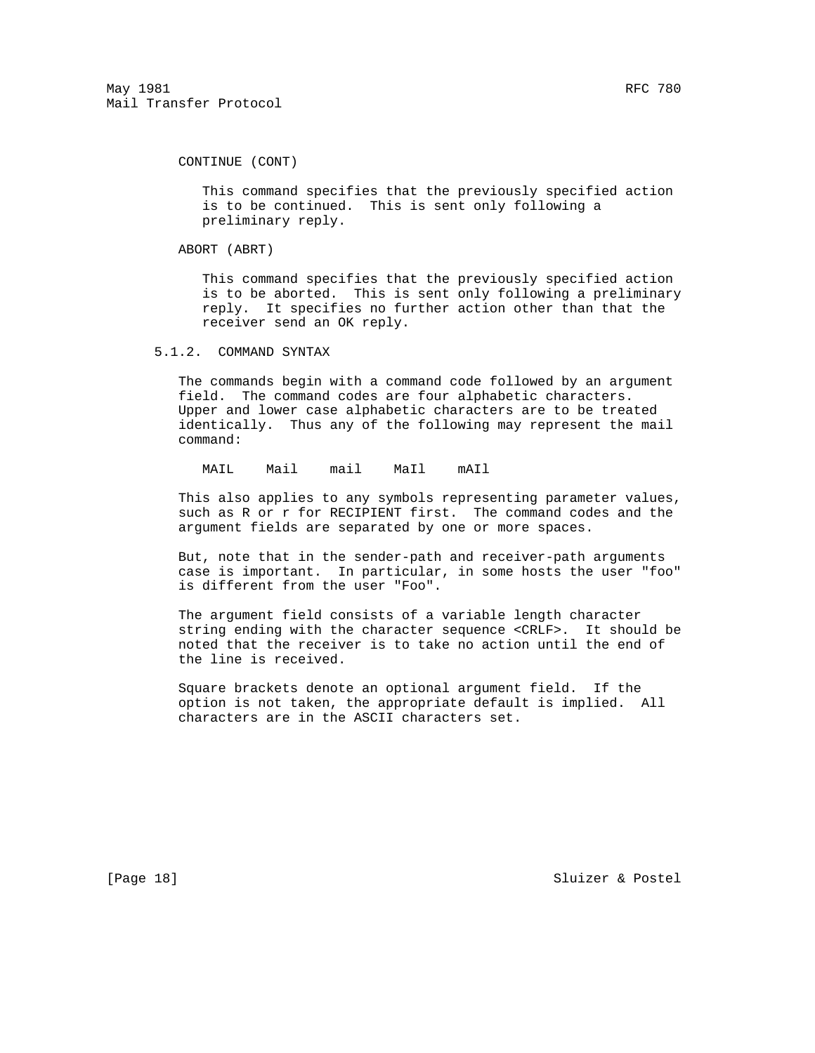CONTINUE (CONT)

This command specifies that the previously specified action is to be continued. This is sent only following a preliminary reply.

ABORT (ABRT)

This command specifies that the previously specified action is to be aborted. This is sent only following a preliminary reply. It specifies no further action other than that the receiver send an OK reply.

### 5.1.2. COMMAND SYNTAX

The commands begin with a command code followed by an argument field. The command codes are four alphabetic characters. Upper and lower case alphabetic characters are to be treated identically. Thus any of the following may represent the mail command:

```
MAIL    Mail    mail    MaIl    mAIl
```

This also applies to any symbols representing parameter values, such as R or r for RECIPIENT first. The command codes and the argument fields are separated by one or more spaces.

But, note that in the sender-path and receiver-path arguments case is important. In particular, in some hosts the user "foo" is different from the user "Foo".

The argument field consists of a variable length character string ending with the character sequence <CRLF>. It should be noted that the receiver is to take no action until the end of the line is received.

Square brackets denote an optional argument field. If the option is not taken, the appropriate default is implied. All characters are in the ASCII characters set.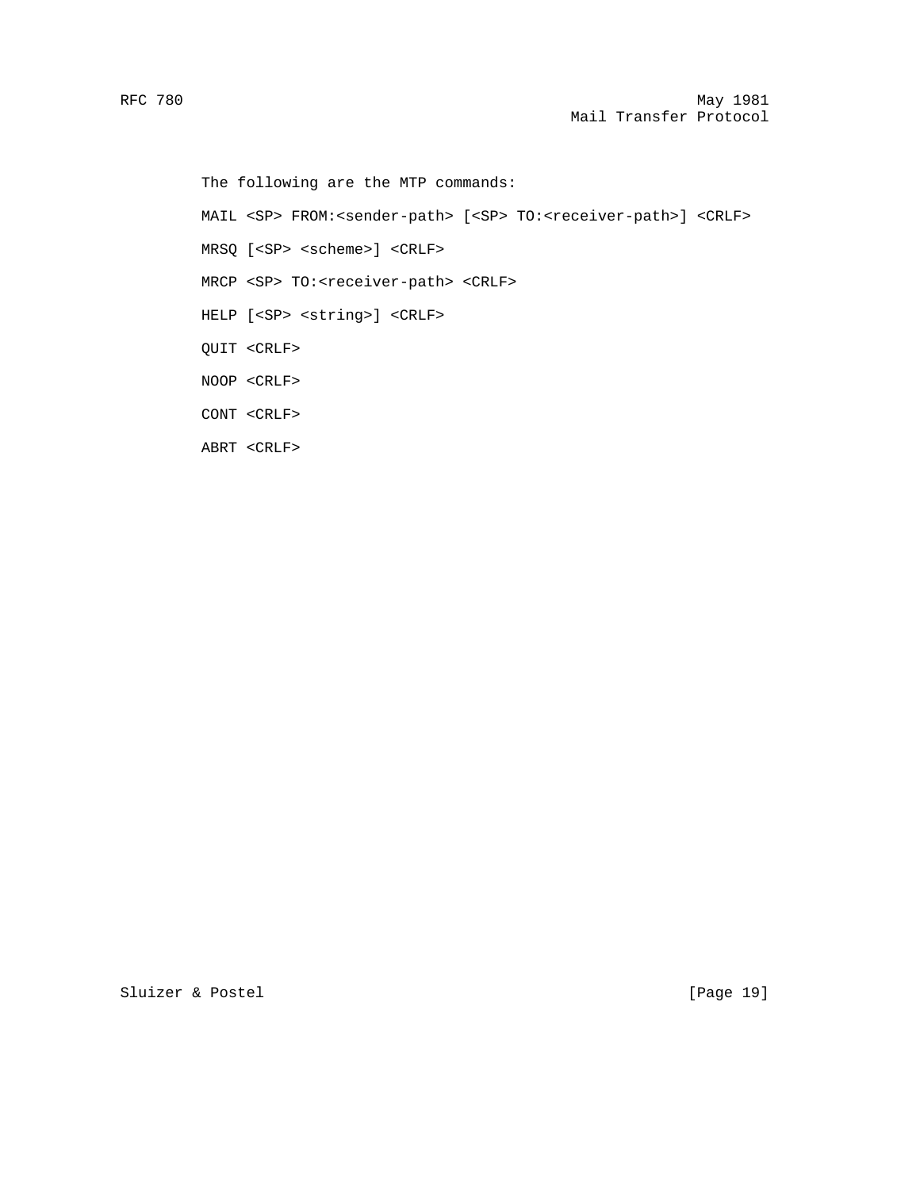The following are the MTP commands:

```
MAIL <SP> FROM:<sender-path> [<SP> TO:<receiver-path>] <CRLF>

MRSQ [<SP> <scheme>] <CRLF>

MRCP <SP> TO:<receiver-path> <CRLF>

HELP [<SP> <string>] <CRLF>

QUIT <CRLF>

NOOP <CRLF>

CONT <CRLF>

ABRT <CRLF>
```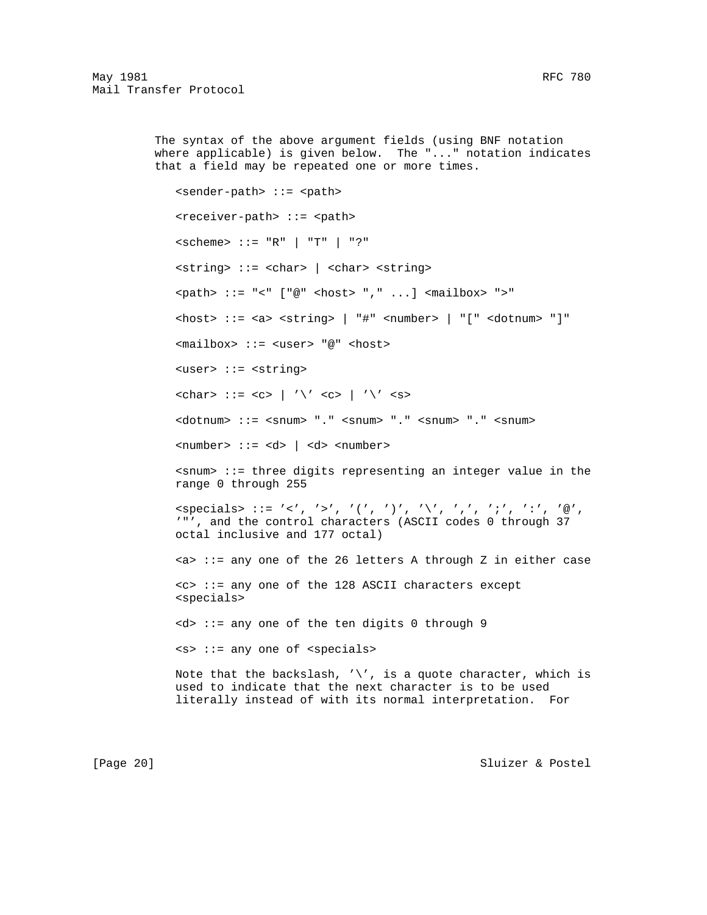The syntax of the above argument fields (using BNF notation where applicable) is given below. The "..." notation indicates that a field may be repeated one or more times.

```
<sender-path> ::= <path>

<receiver-path> ::= <path>

<scheme> ::= "R" | "T" | "?"

<string> ::= <char> | <char> <string>

<path> ::= "<" ["@" <host> "," ...] <mailbox> ">"

<host> ::= <a> <string> | "#" <number> | "[" <dotnum> "]"

<mailbox> ::= <user> "@" <host>

<user> ::= <string>

<char> ::= <c> | '\' <c> | '\' <s>

<dotnum> ::= <snum> "." <snum> "." <snum> "." <snum>

<number> ::= <d> | <d> <number>

<snum> ::= three digits representing an integer value in the
range 0 through 255

<specials> ::= '<', '>', '(', ')', '\', ',', ';', ':', '@',
'"', and the control characters (ASCII codes 0 through 37
octal inclusive and 177 octal)

<a> ::= any one of the 26 letters A through Z in either case

<c> ::= any one of the 128 ASCII characters except
<specials>

<d> ::= any one of the ten digits 0 through 9

<s> ::= any one of <specials>
```

Note that the backslash, '\', is a quote character, which is used to indicate that the next character is to be used literally instead of with its normal interpretation. For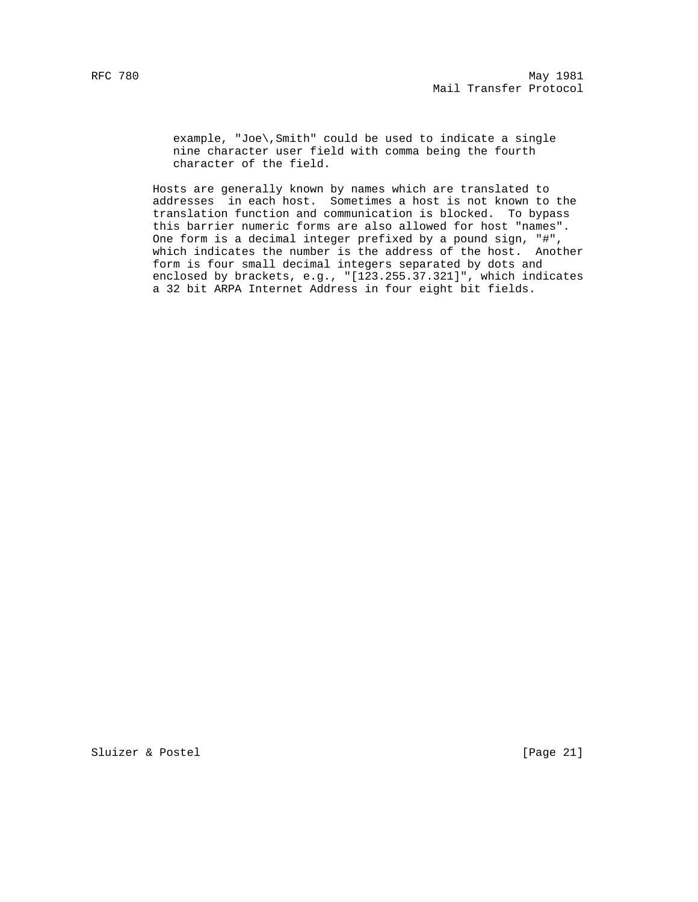example, "Joe\,Smith" could be used to indicate a single nine character user field with comma being the fourth character of the field.

Hosts are generally known by names which are translated to addresses in each host. Sometimes a host is not known to the translation function and communication is blocked. To bypass this barrier numeric forms are also allowed for host "names". One form is a decimal integer prefixed by a pound sign, "#", which indicates the number is the address of the host. Another form is four small decimal integers separated by dots and enclosed by brackets, e.g., "[123.255.37.321]", which indicates a 32 bit ARPA Internet Address in four eight bit fields.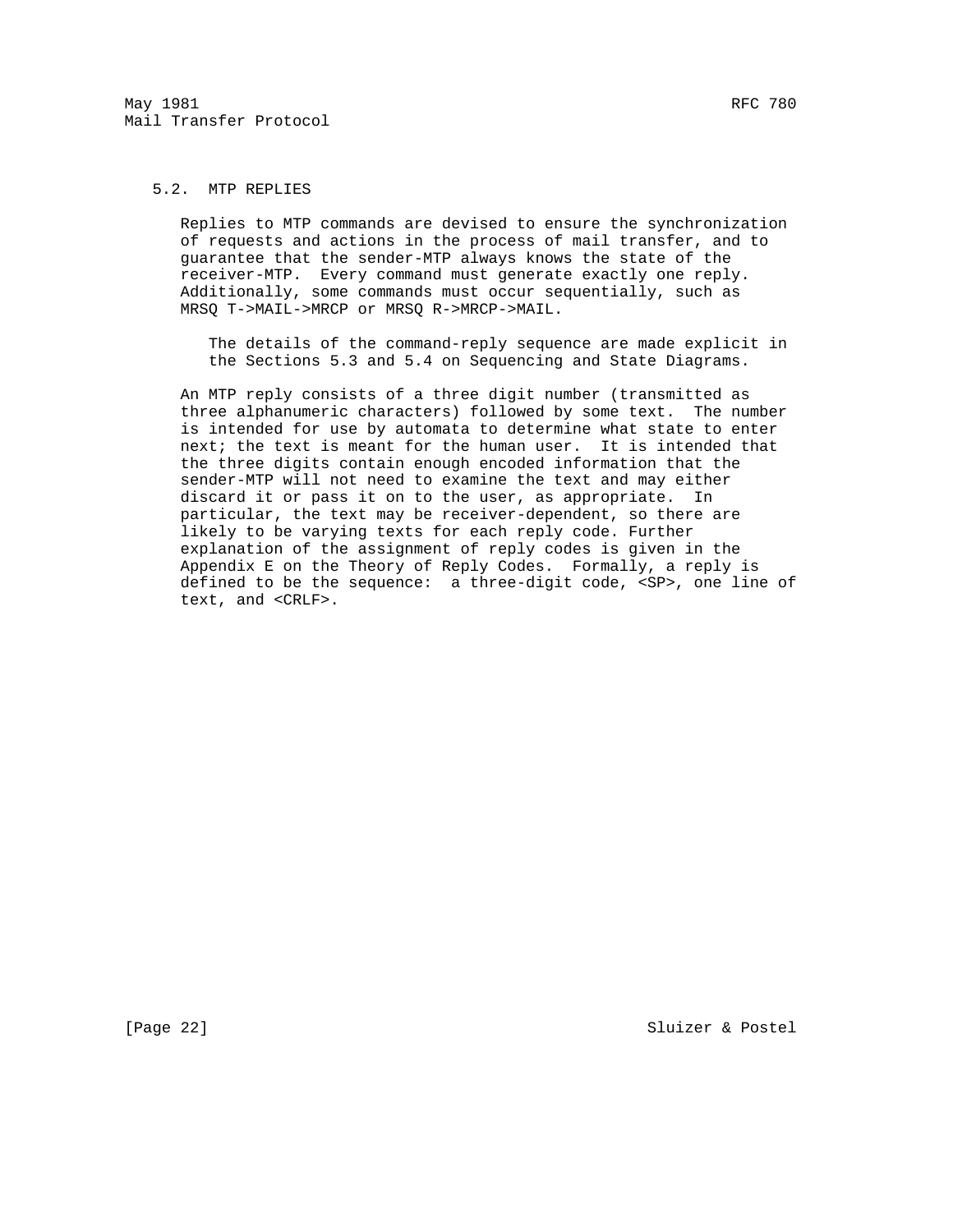## 5.2. MTP REPLIES

Replies to MTP commands are devised to ensure the synchronization of requests and actions in the process of mail transfer, and to guarantee that the sender-MTP always knows the state of the receiver-MTP. Every command must generate exactly one reply. Additionally, some commands must occur sequentially, such as MRSQ T->MAIL->MRCP or MRSQ R->MRCP->MAIL.

> The details of the command-reply sequence are made explicit in the Sections 5.3 and 5.4 on Sequencing and State Diagrams.

An MTP reply consists of a three digit number (transmitted as three alphanumeric characters) followed by some text. The number is intended for use by automata to determine what state to enter next; the text is meant for the human user. It is intended that the three digits contain enough encoded information that the sender-MTP will not need to examine the text and may either discard it or pass it on to the user, as appropriate. In particular, the text may be receiver-dependent, so there are likely to be varying texts for each reply code. Further explanation of the assignment of reply codes is given in the Appendix E on the Theory of Reply Codes. Formally, a reply is defined to be the sequence: a three-digit code, <SP>, one line of text, and <CRLF>.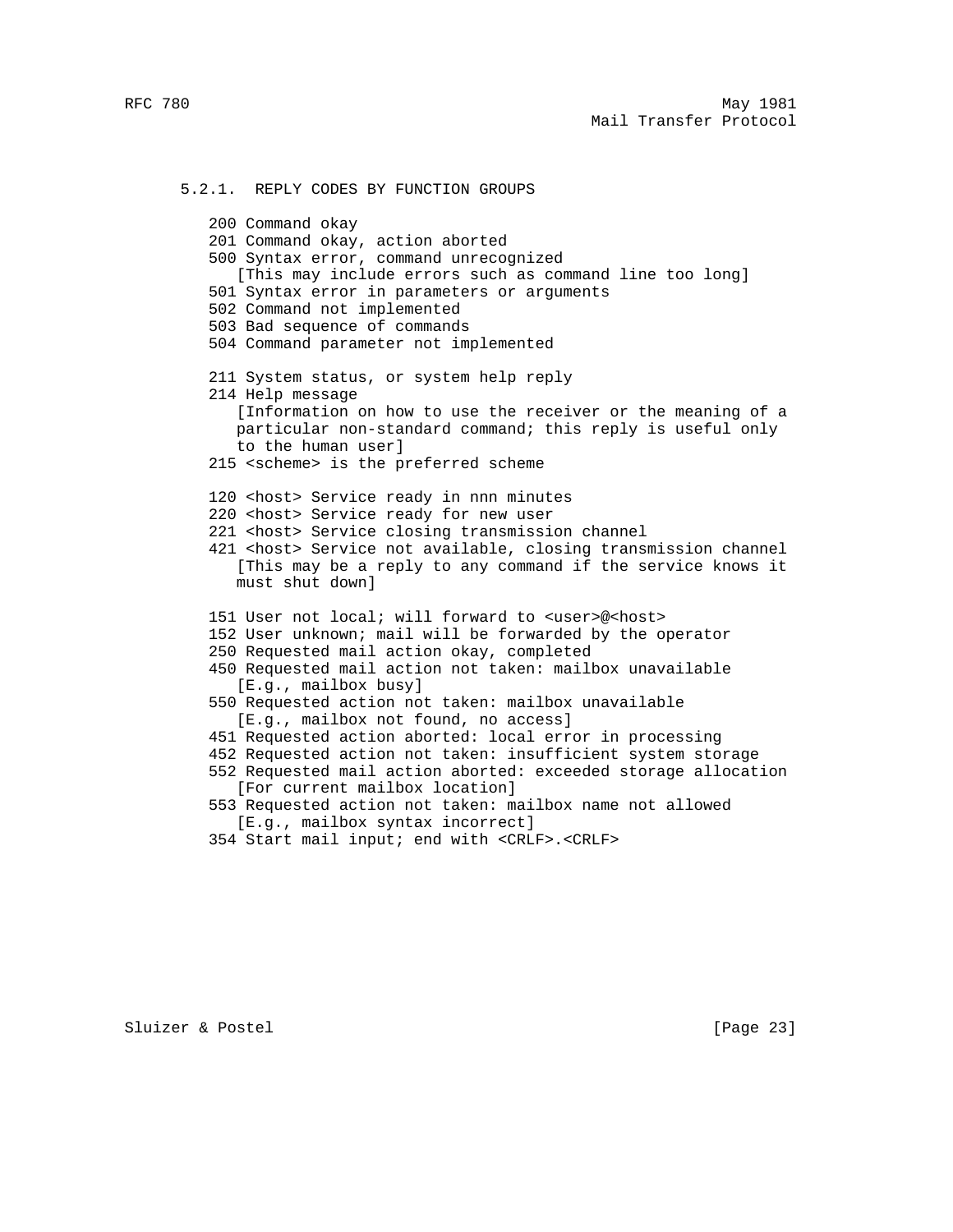### 5.2.1. REPLY CODES BY FUNCTION GROUPS

```
200 Command okay
201 Command okay, action aborted
500 Syntax error, command unrecognized
   [This may include errors such as command line too long]
501 Syntax error in parameters or arguments
502 Command not implemented
503 Bad sequence of commands
504 Command parameter not implemented

211 System status, or system help reply
214 Help message
   [Information on how to use the receiver or the meaning of a
   particular non-standard command; this reply is useful only
   to the human user]
215 <scheme> is the preferred scheme

120 <host> Service ready in nnn minutes
220 <host> Service ready for new user
221 <host> Service closing transmission channel
421 <host> Service not available, closing transmission channel
   [This may be a reply to any command if the service knows it
   must shut down]

151 User not local; will forward to <user>@<host>
152 User unknown; mail will be forwarded by the operator
250 Requested mail action okay, completed
450 Requested mail action not taken: mailbox unavailable
   [E.g., mailbox busy]
550 Requested action not taken: mailbox unavailable
   [E.g., mailbox not found, no access]
451 Requested action aborted: local error in processing
452 Requested action not taken: insufficient system storage
552 Requested mail action aborted: exceeded storage allocation
   [For current mailbox location]
553 Requested action not taken: mailbox name not allowed
   [E.g., mailbox syntax incorrect]
354 Start mail input; end with <CRLF>.<CRLF>
```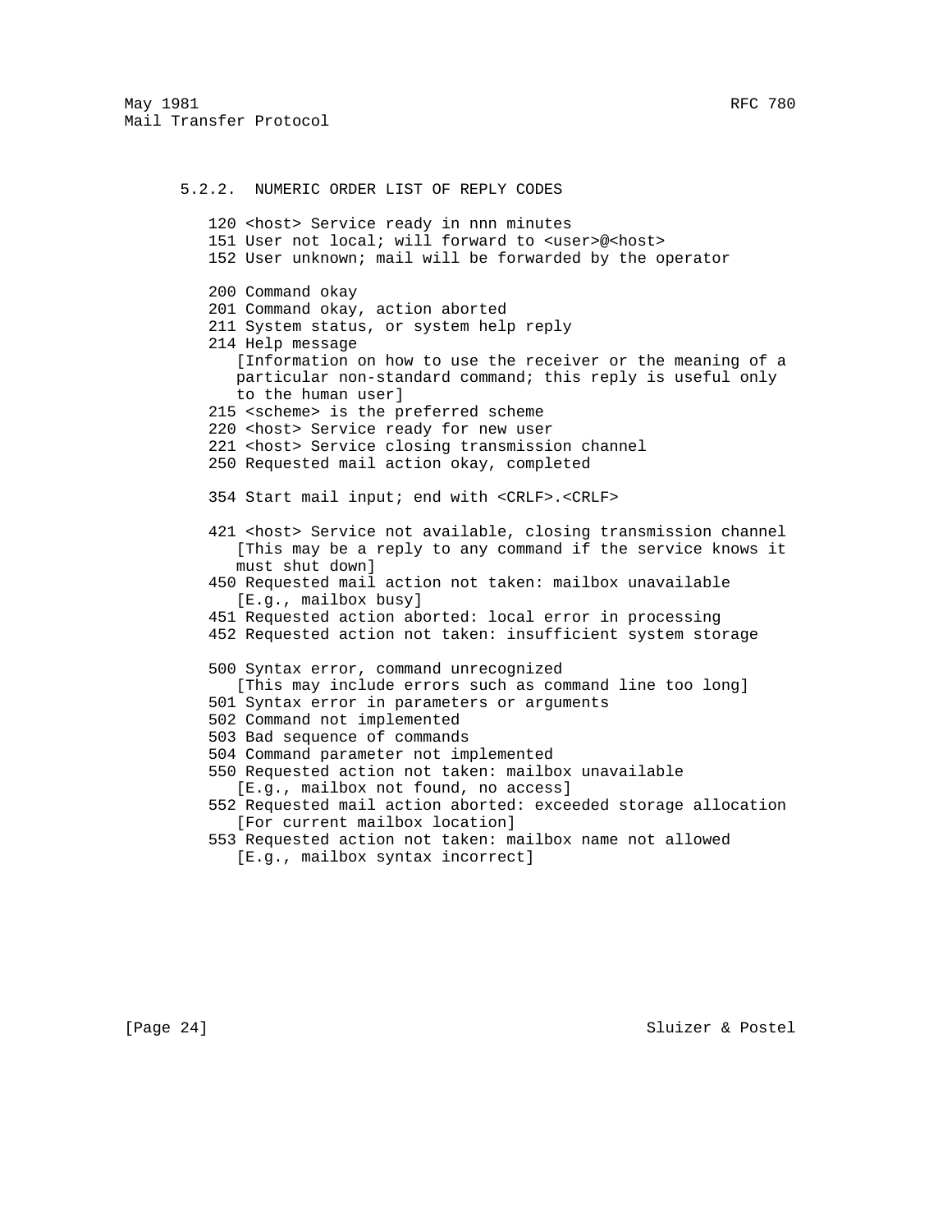### 5.2.2. NUMERIC ORDER LIST OF REPLY CODES

120 <host> Service ready in nnn minutes
151 User not local; will forward to <user>@<host>
152 User unknown; mail will be forwarded by the operator

200 Command okay
201 Command okay, action aborted
211 System status, or system help reply
214 Help message
   [Information on how to use the receiver or the meaning of a particular non-standard command; this reply is useful only to the human user]
215 <scheme> is the preferred scheme
220 <host> Service ready for new user
221 <host> Service closing transmission channel
250 Requested mail action okay, completed

354 Start mail input; end with <CRLF>.<CRLF>

421 <host> Service not available, closing transmission channel
   [This may be a reply to any command if the service knows it must shut down]
450 Requested mail action not taken: mailbox unavailable
   [E.g., mailbox busy]
451 Requested action aborted: local error in processing
452 Requested action not taken: insufficient system storage

500 Syntax error, command unrecognized
   [This may include errors such as command line too long]
501 Syntax error in parameters or arguments
502 Command not implemented
503 Bad sequence of commands
504 Command parameter not implemented
550 Requested action not taken: mailbox unavailable
   [E.g., mailbox not found, no access]
552 Requested mail action aborted: exceeded storage allocation
   [For current mailbox location]
553 Requested action not taken: mailbox name not allowed
   [E.g., mailbox syntax incorrect]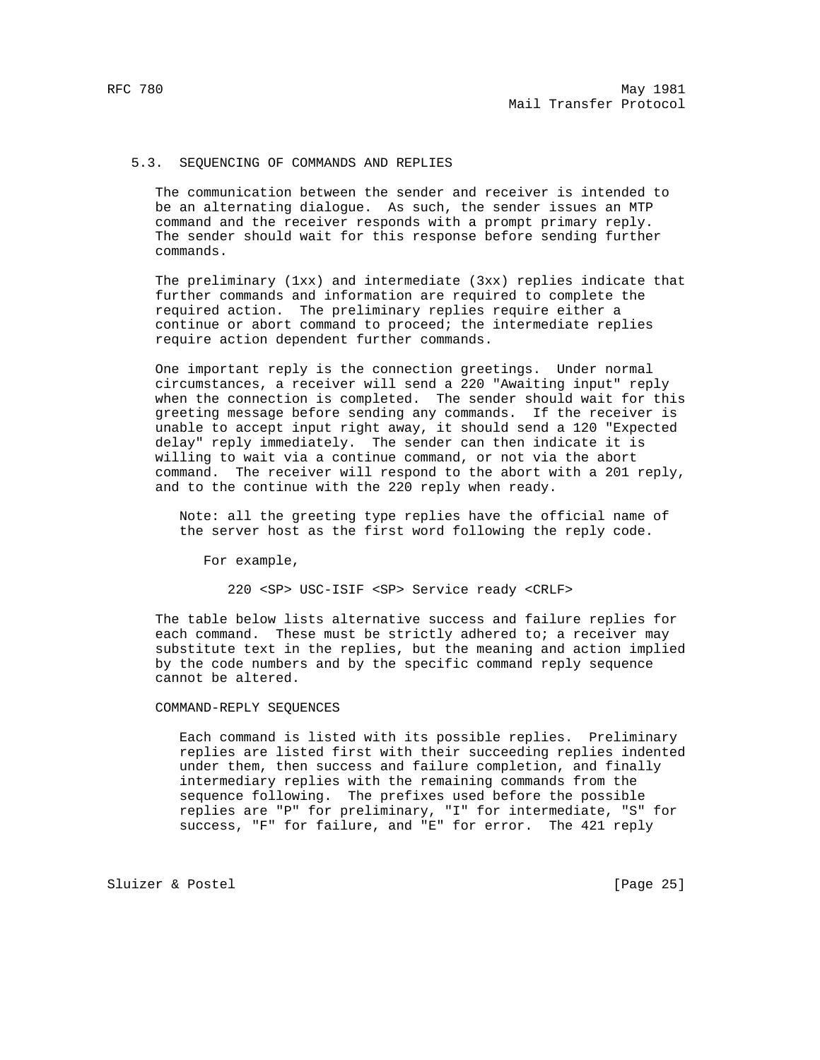### 5.3. SEQUENCING OF COMMANDS AND REPLIES

The communication between the sender and receiver is intended to be an alternating dialogue. As such, the sender issues an MTP command and the receiver responds with a prompt primary reply. The sender should wait for this response before sending further commands.

The preliminary (1xx) and intermediate (3xx) replies indicate that further commands and information are required to complete the required action. The preliminary replies require either a continue or abort command to proceed; the intermediate replies require action dependent further commands.

One important reply is the connection greetings. Under normal circumstances, a receiver will send a 220 "Awaiting input" reply when the connection is completed. The sender should wait for this greeting message before sending any commands. If the receiver is unable to accept input right away, it should send a 120 "Expected delay" reply immediately. The sender can then indicate it is willing to wait via a continue command, or not via the abort command. The receiver will respond to the abort with a 201 reply, and to the continue with the 220 reply when ready.

> Note: all the greeting type replies have the official name of the server host as the first word following the reply code.
>
> For example,
>
> ```
> 220 <SP> USC-ISIF <SP> Service ready <CRLF>
> ```

The table below lists alternative success and failure replies for each command. These must be strictly adhered to; a receiver may substitute text in the replies, but the meaning and action implied by the code numbers and by the specific command reply sequence cannot be altered.

COMMAND-REPLY SEQUENCES

Each command is listed with its possible replies. Preliminary replies are listed first with their succeeding replies indented under them, then success and failure completion, and finally intermediary replies with the remaining commands from the sequence following. The prefixes used before the possible replies are "P" for preliminary, "I" for intermediate, "S" for success, "F" for failure, and "E" for error. The 421 reply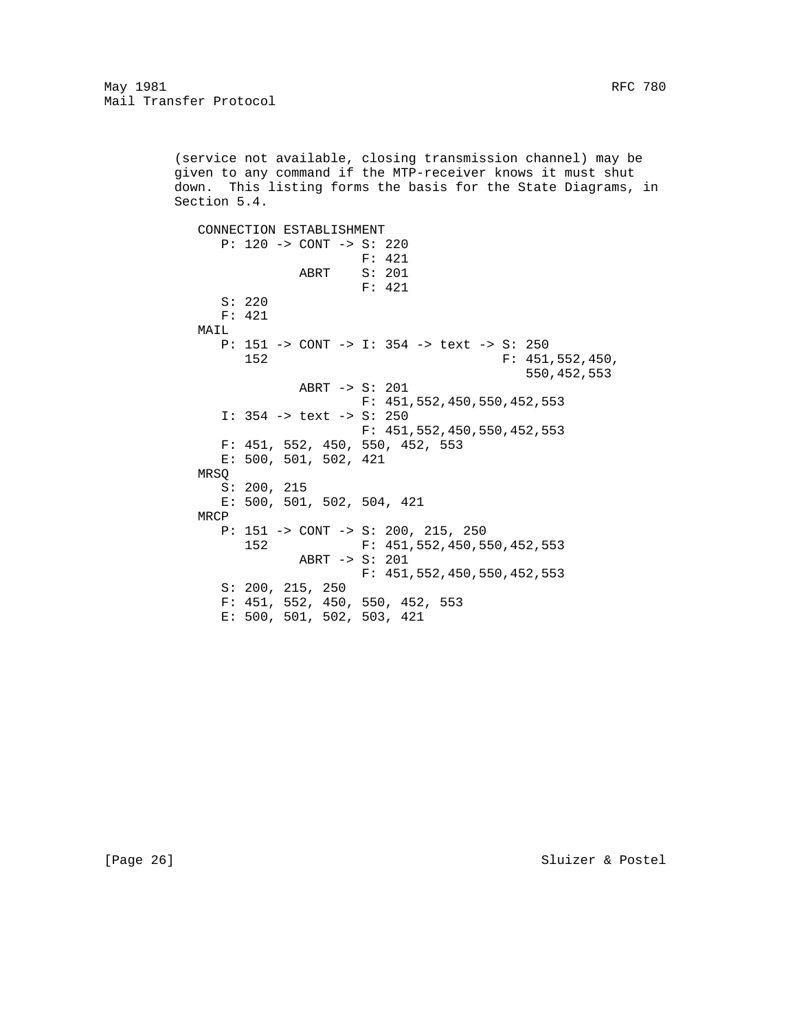(service not available, closing transmission channel) may be given to any command if the MTP-receiver knows it must shut down. This listing forms the basis for the State Diagrams, in Section 5.4.

```
   CONNECTION ESTABLISHMENT
      P: 120 -> CONT -> S: 220
                        F: 421
                ABRT    S: 201
                        F: 421
      S: 220
      F: 421
   MAIL
      P: 151 -> CONT -> I: 354 -> text -> S: 250
         152                              F: 451,552,450,
                                             550,452,553
                ABRT -> S: 201
                        F: 451,552,450,550,452,553
      I: 354 -> text -> S: 250
                        F: 451,552,450,550,452,553
      F: 451, 552, 450, 550, 452, 553
      E: 500, 501, 502, 421
   MRSQ
      S: 200, 215
      E: 500, 501, 502, 504, 421
   MRCP
      P: 151 -> CONT -> S: 200, 215, 250
         152            F: 451,552,450,550,452,553
                ABRT -> S: 201
                        F: 451,552,450,550,452,553
      S: 200, 215, 250
      F: 451, 552, 450, 550, 452, 553
      E: 500, 501, 502, 503, 421
```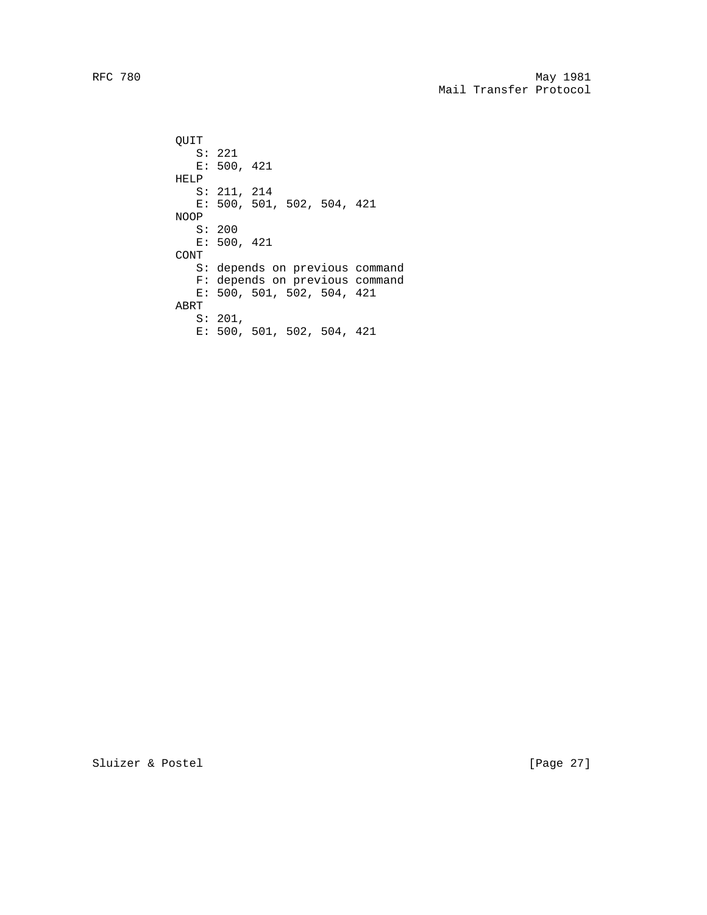```
QUIT
   S: 221
   E: 500, 421
HELP
   S: 211, 214
   E: 500, 501, 502, 504, 421
NOOP
   S: 200
   E: 500, 421
CONT
   S: depends on previous command
   F: depends on previous command
   E: 500, 501, 502, 504, 421
ABRT
   S: 201,
   E: 500, 501, 502, 504, 421
```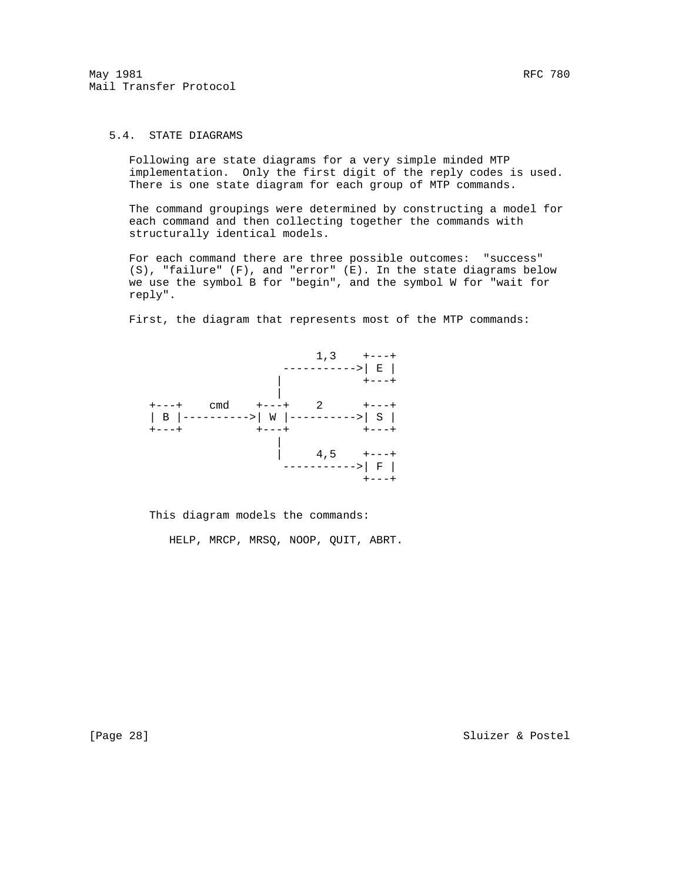### 5.4. STATE DIAGRAMS

Following are state diagrams for a very simple minded MTP implementation. Only the first digit of the reply codes is used. There is one state diagram for each group of MTP commands.

The command groupings were determined by constructing a model for each command and then collecting together the commands with structurally identical models.

For each command there are three possible outcomes: "success" (S), "failure" (F), and "error" (E). In the state diagrams below we use the symbol B for "begin", and the symbol W for "wait for reply".

First, the diagram that represents most of the MTP commands:

```
                          1,3    +---+
                     ----------->| E |
                    |            +---+
                    |
+---+    cmd    +---+    2      +---+
| B |---------->| W |---------->| S |
+---+           +---+           +---+
                    |
                    |     4,5    +---+
                     ----------->| F |
                                 +---+
```

This diagram models the commands:

HELP, MRCP, MRSQ, NOOP, QUIT, ABRT.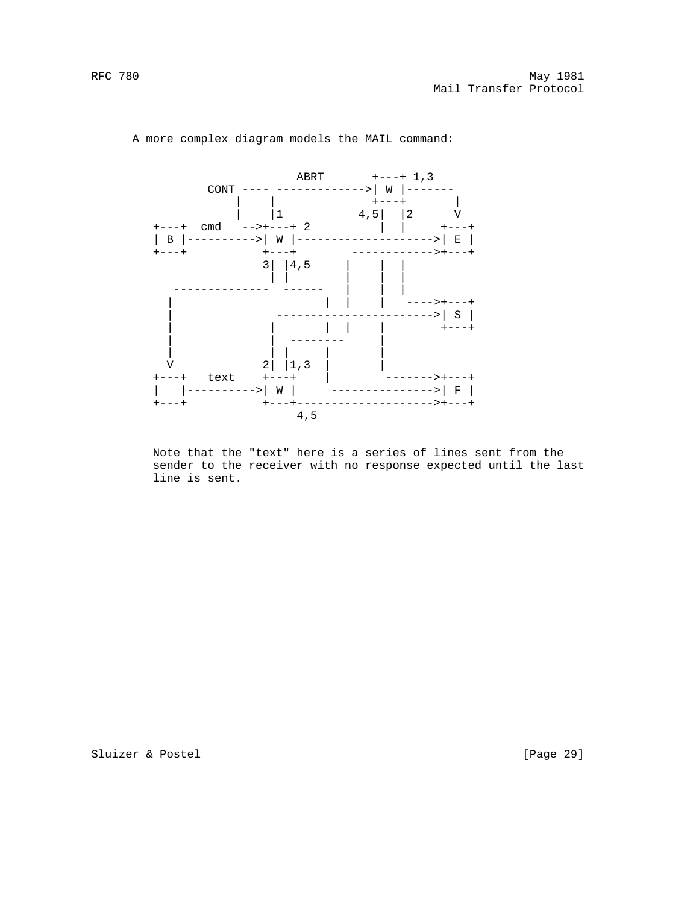A more complex diagram models the MAIL command:

```
                     ABRT       +---+ 1,3
        CONT ---- ------------->| W |-------
             |    |             +---+       |
             |    |1          4,5|  |2      V
 +---+  cmd   -->+---+ 2         |  |     +---+
 | B |---------->| W |------------------->| E |
 +---+           +---+        ------------>+---+
                3| |4,5     |    |  |
                 | |        |    |  |
    -------------  ------   |    |  |
   |                     |  |    |   ---->+---+
   |              ----------------------->| S |
   |             |       |  |    |        +---+
   |             |  --------     |
   |             | |     |       |
   V            2| |1,3  |       |
 +---+   text    +---+   |        ------->+---+
 |   |---------->| W |     --------------->| F |
 +---+           +---+------------------->+---+
                     4,5
```

Note that the "text" here is a series of lines sent from the sender to the receiver with no response expected until the last line is sent.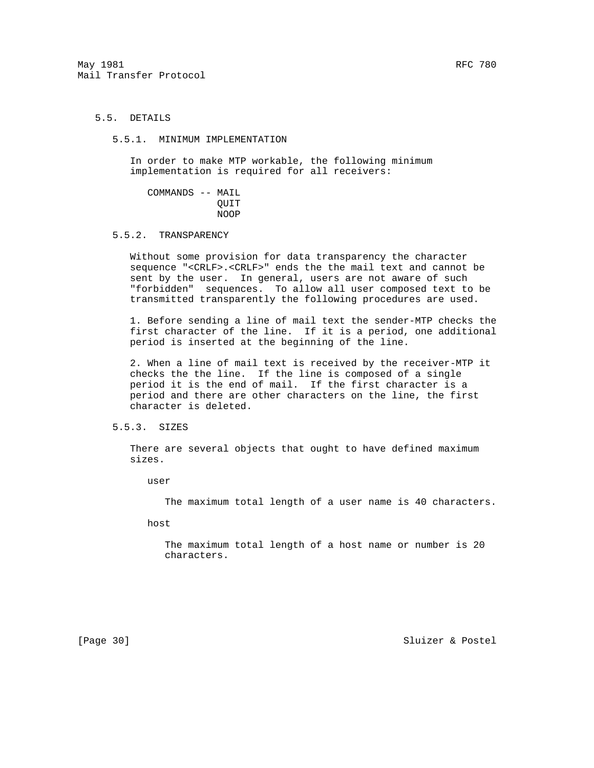### 5.5. DETAILS

#### 5.5.1. MINIMUM IMPLEMENTATION

In order to make MTP workable, the following minimum implementation is required for all receivers:

```
COMMANDS -- MAIL
            QUIT
            NOOP
```

#### 5.5.2. TRANSPARENCY

Without some provision for data transparency the character sequence "<CRLF>.<CRLF>" ends the the mail text and cannot be sent by the user. In general, users are not aware of such "forbidden" sequences. To allow all user composed text to be transmitted transparently the following procedures are used.

1. Before sending a line of mail text the sender-MTP checks the first character of the line. If it is a period, one additional period is inserted at the beginning of the line.

2. When a line of mail text is received by the receiver-MTP it checks the the line. If the line is composed of a single period it is the end of mail. If the first character is a period and there are other characters on the line, the first character is deleted.

#### 5.5.3. SIZES

There are several objects that ought to have defined maximum sizes.

user

The maximum total length of a user name is 40 characters.

host

The maximum total length of a host name or number is 20 characters.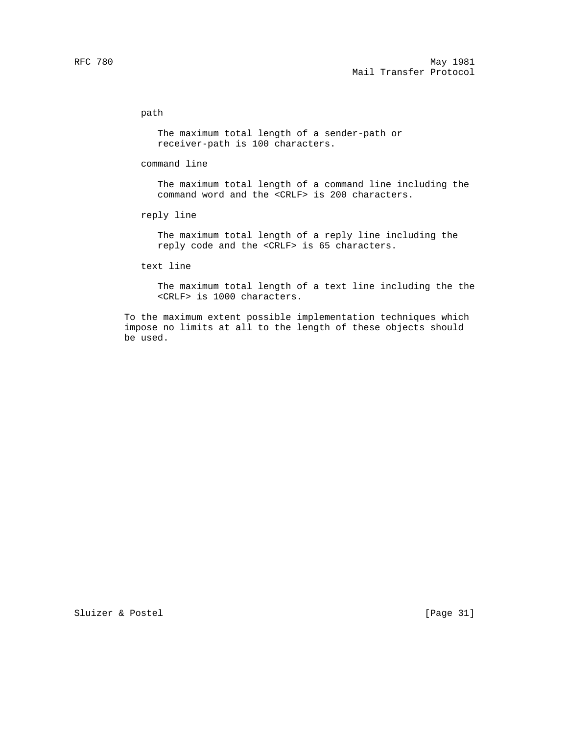path

The maximum total length of a sender-path or receiver-path is 100 characters.

command line

The maximum total length of a command line including the command word and the <CRLF> is 200 characters.

reply line

The maximum total length of a reply line including the reply code and the <CRLF> is 65 characters.

text line

The maximum total length of a text line including the the <CRLF> is 1000 characters.

To the maximum extent possible implementation techniques which impose no limits at all to the length of these objects should be used.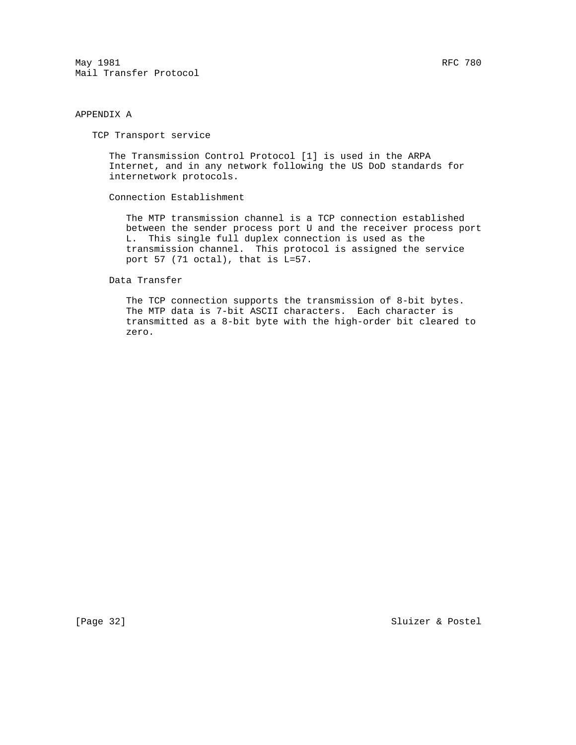# APPENDIX A

## TCP Transport service

The Transmission Control Protocol [1] is used in the ARPA Internet, and in any network following the US DoD standards for internetwork protocols.

### Connection Establishment

The MTP transmission channel is a TCP connection established between the sender process port U and the receiver process port L. This single full duplex connection is used as the transmission channel. This protocol is assigned the service port 57 (71 octal), that is L=57.

### Data Transfer

The TCP connection supports the transmission of 8-bit bytes. The MTP data is 7-bit ASCII characters. Each character is transmitted as a 8-bit byte with the high-order bit cleared to zero.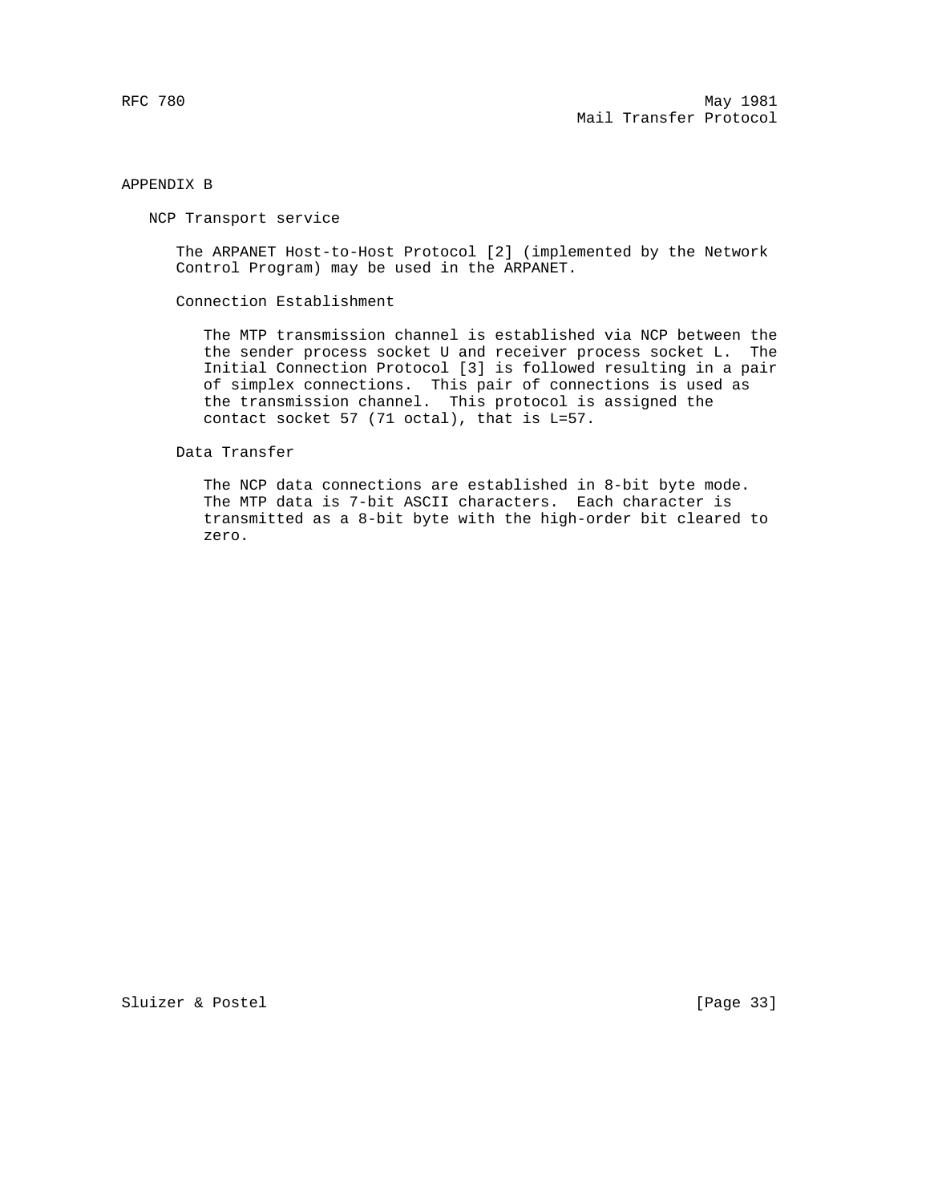# APPENDIX B

## NCP Transport service

The ARPANET Host-to-Host Protocol [2] (implemented by the Network Control Program) may be used in the ARPANET.

### Connection Establishment

The MTP transmission channel is established via NCP between the the sender process socket U and receiver process socket L. The Initial Connection Protocol [3] is followed resulting in a pair of simplex connections. This pair of connections is used as the transmission channel. This protocol is assigned the contact socket 57 (71 octal), that is L=57.

### Data Transfer

The NCP data connections are established in 8-bit byte mode. The MTP data is 7-bit ASCII characters. Each character is transmitted as a 8-bit byte with the high-order bit cleared to zero.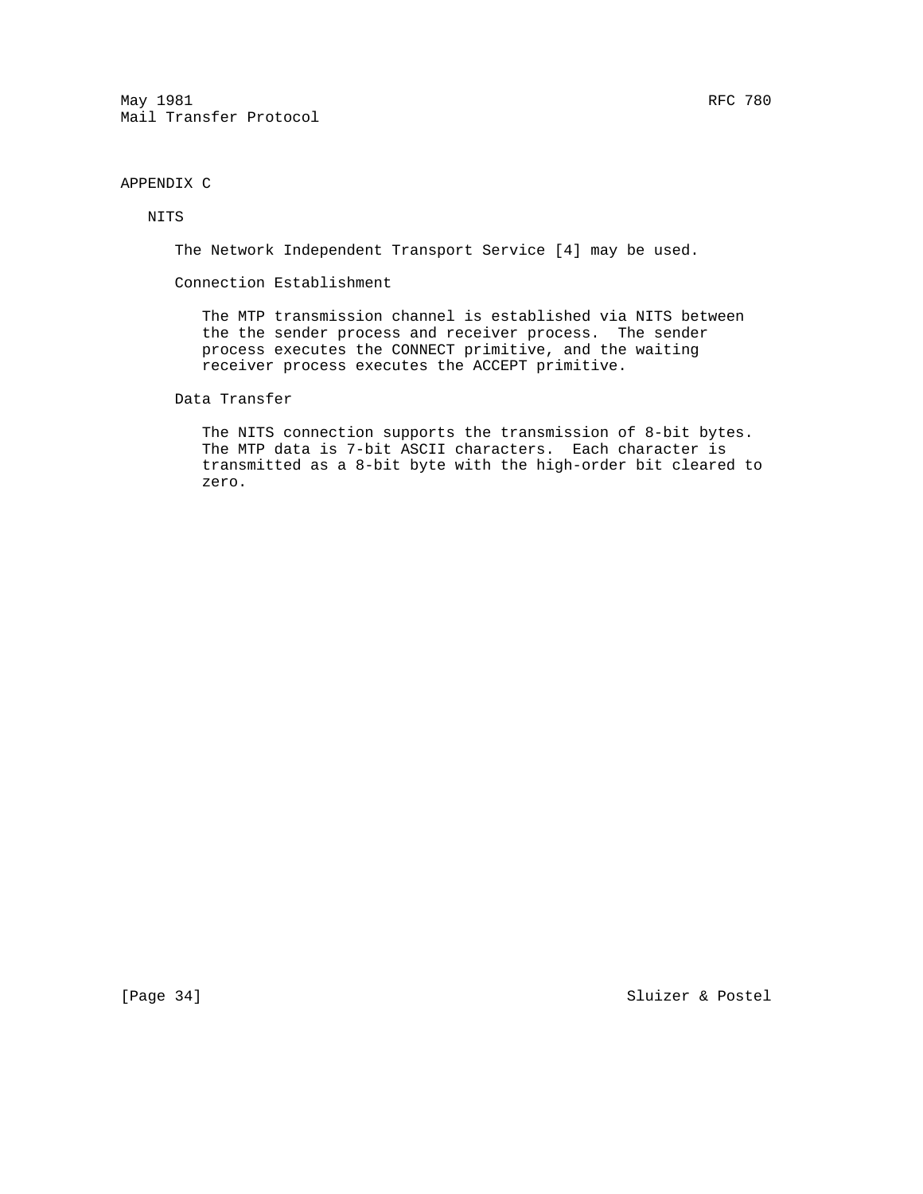# APPENDIX C

## NITS

The Network Independent Transport Service [4] may be used.

### Connection Establishment

The MTP transmission channel is established via NITS between the the sender process and receiver process. The sender process executes the CONNECT primitive, and the waiting receiver process executes the ACCEPT primitive.

### Data Transfer

The NITS connection supports the transmission of 8-bit bytes. The MTP data is 7-bit ASCII characters. Each character is transmitted as a 8-bit byte with the high-order bit cleared to zero.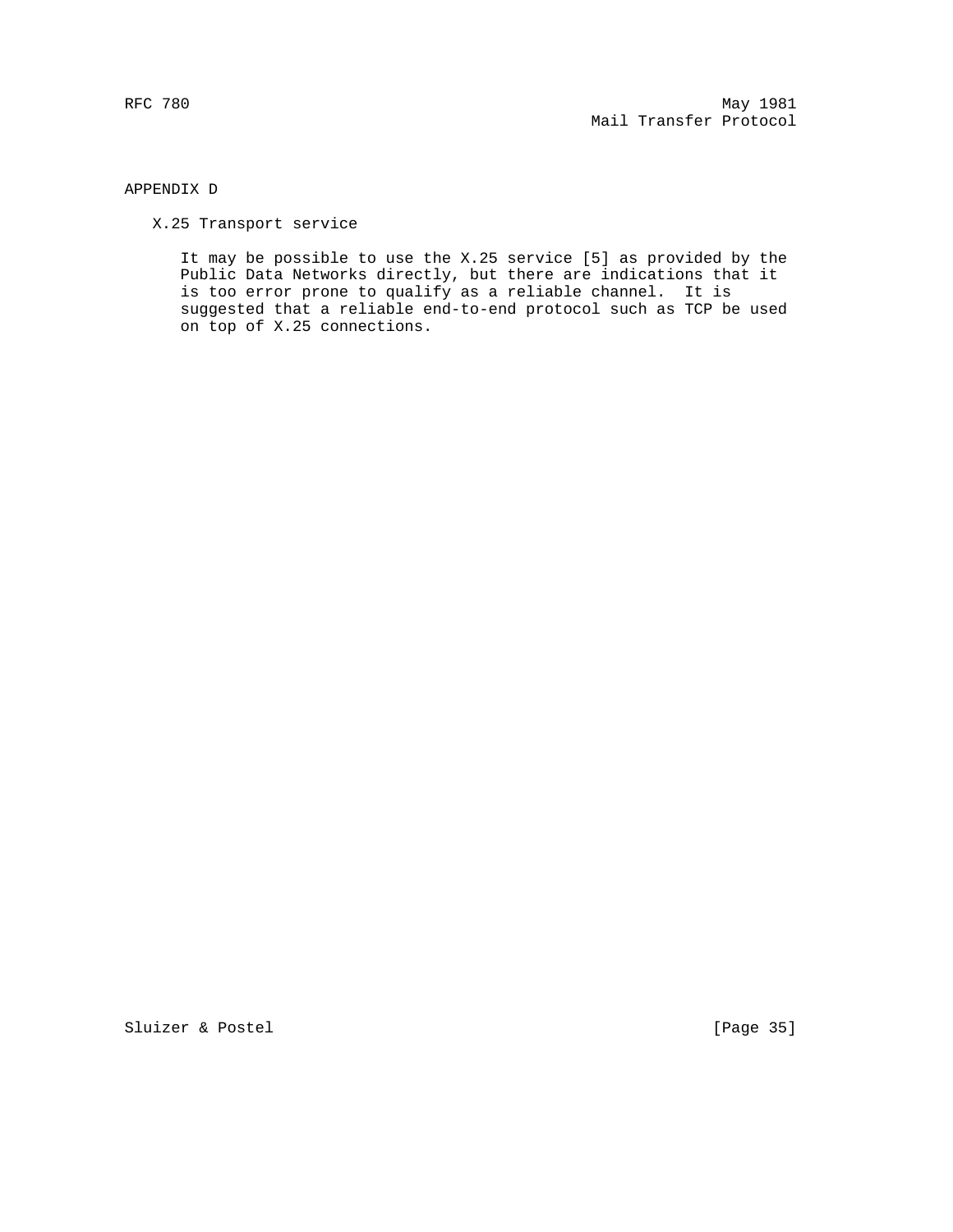# APPENDIX D

## X.25 Transport service

It may be possible to use the X.25 service [5] as provided by the Public Data Networks directly, but there are indications that it is too error prone to qualify as a reliable channel. It is suggested that a reliable end-to-end protocol such as TCP be used on top of X.25 connections.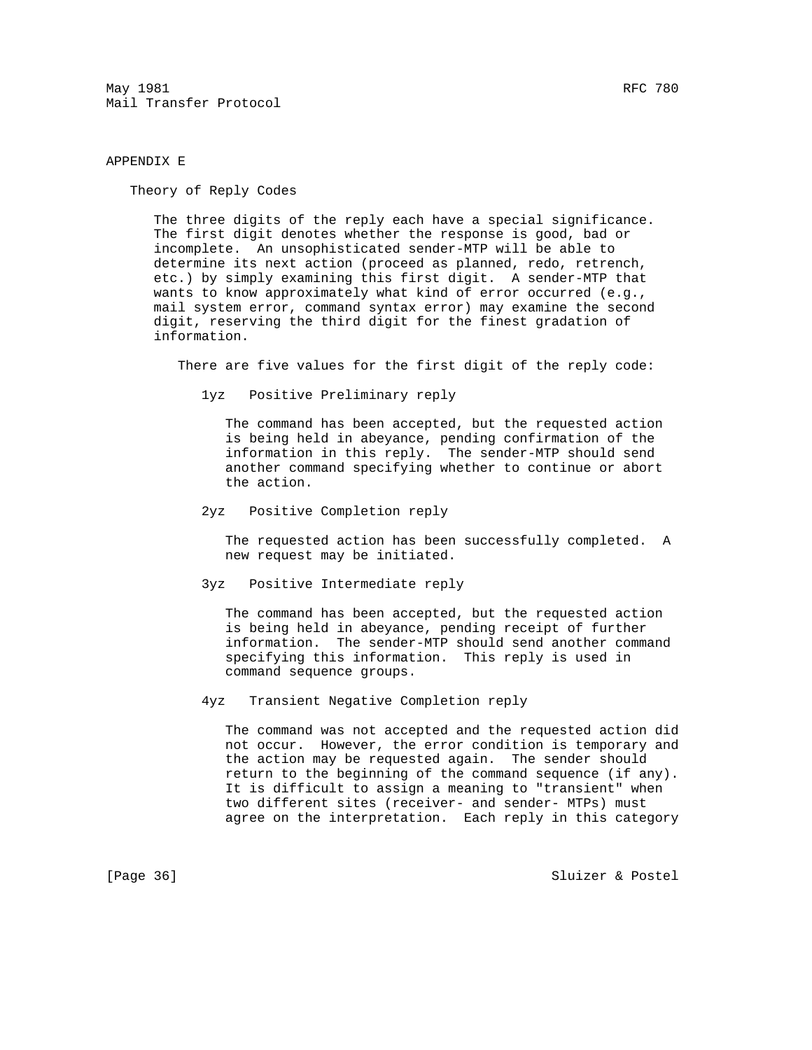## APPENDIX E

### Theory of Reply Codes

The three digits of the reply each have a special significance. The first digit denotes whether the response is good, bad or incomplete. An unsophisticated sender-MTP will be able to determine its next action (proceed as planned, redo, retrench, etc.) by simply examining this first digit. A sender-MTP that wants to know approximately what kind of error occurred (e.g., mail system error, command syntax error) may examine the second digit, reserving the third digit for the finest gradation of information.

There are five values for the first digit of the reply code:

1yz   Positive Preliminary reply

The command has been accepted, but the requested action is being held in abeyance, pending confirmation of the information in this reply. The sender-MTP should send another command specifying whether to continue or abort the action.

2yz   Positive Completion reply

The requested action has been successfully completed. A new request may be initiated.

3yz   Positive Intermediate reply

The command has been accepted, but the requested action is being held in abeyance, pending receipt of further information. The sender-MTP should send another command specifying this information. This reply is used in command sequence groups.

4yz   Transient Negative Completion reply

The command was not accepted and the requested action did not occur. However, the error condition is temporary and the action may be requested again. The sender should return to the beginning of the command sequence (if any). It is difficult to assign a meaning to "transient" when two different sites (receiver- and sender- MTPs) must agree on the interpretation. Each reply in this category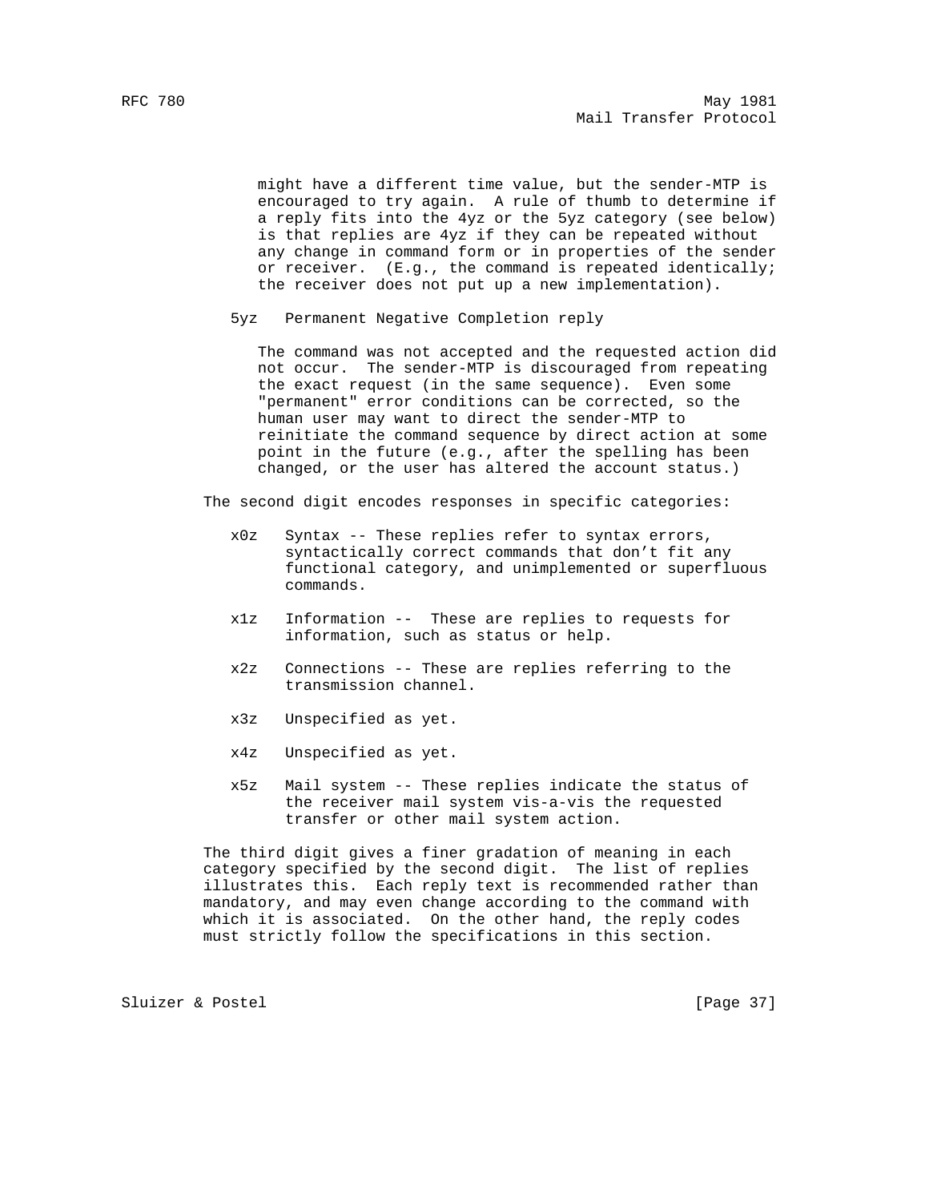might have a different time value, but the sender-MTP is encouraged to try again. A rule of thumb to determine if a reply fits into the 4yz or the 5yz category (see below) is that replies are 4yz if they can be repeated without any change in command form or in properties of the sender or receiver. (E.g., the command is repeated identically; the receiver does not put up a new implementation).

5yz   Permanent Negative Completion reply

The command was not accepted and the requested action did not occur. The sender-MTP is discouraged from repeating the exact request (in the same sequence). Even some "permanent" error conditions can be corrected, so the human user may want to direct the sender-MTP to reinitiate the command sequence by direct action at some point in the future (e.g., after the spelling has been changed, or the user has altered the account status.)

The second digit encodes responses in specific categories:

- x0z   Syntax -- These replies refer to syntax errors, syntactically correct commands that don't fit any functional category, and unimplemented or superfluous commands.

- x1z   Information -- These are replies to requests for information, such as status or help.

- x2z   Connections -- These are replies referring to the transmission channel.

- x3z   Unspecified as yet.

- x4z   Unspecified as yet.

- x5z   Mail system -- These replies indicate the status of the receiver mail system vis-a-vis the requested transfer or other mail system action.

The third digit gives a finer gradation of meaning in each category specified by the second digit. The list of replies illustrates this. Each reply text is recommended rather than mandatory, and may even change according to the command with which it is associated. On the other hand, the reply codes must strictly follow the specifications in this section.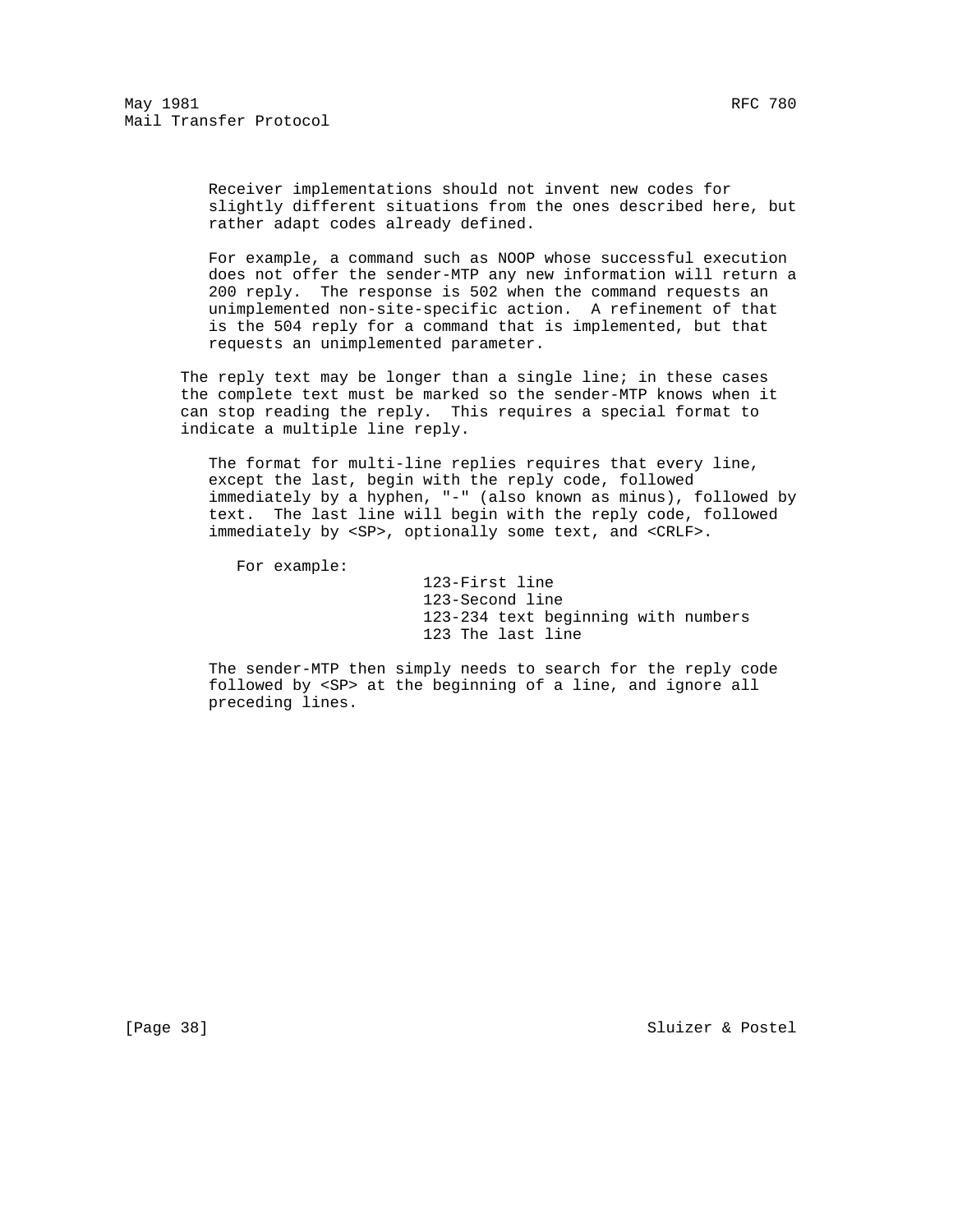Receiver implementations should not invent new codes for slightly different situations from the ones described here, but rather adapt codes already defined.

For example, a command such as NOOP whose successful execution does not offer the sender-MTP any new information will return a 200 reply. The response is 502 when the command requests an unimplemented non-site-specific action. A refinement of that is the 504 reply for a command that is implemented, but that requests an unimplemented parameter.

The reply text may be longer than a single line; in these cases the complete text must be marked so the sender-MTP knows when it can stop reading the reply. This requires a special format to indicate a multiple line reply.

The format for multi-line replies requires that every line, except the last, begin with the reply code, followed immediately by a hyphen, "-" (also known as minus), followed by text. The last line will begin with the reply code, followed immediately by <SP>, optionally some text, and <CRLF>.

For example:

```
123-First line
123-Second line
123-234 text beginning with numbers
123 The last line
```

The sender-MTP then simply needs to search for the reply code followed by <SP> at the beginning of a line, and ignore all preceding lines.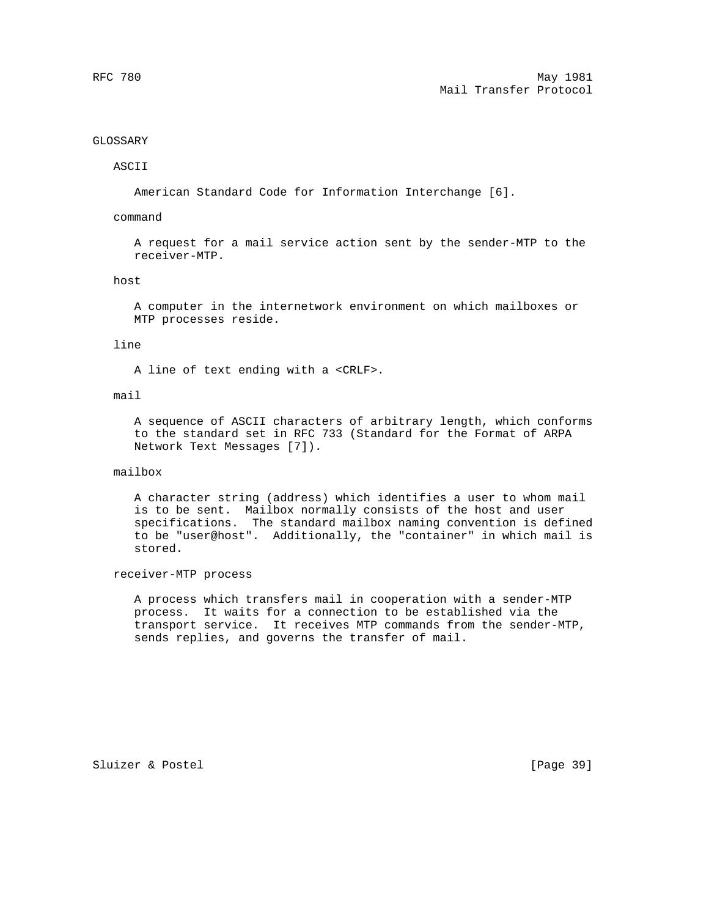# GLOSSARY

## ASCII

American Standard Code for Information Interchange [6].

## command

A request for a mail service action sent by the sender-MTP to the receiver-MTP.

## host

A computer in the internetwork environment on which mailboxes or MTP processes reside.

## line

A line of text ending with a <CRLF>.

## mail

A sequence of ASCII characters of arbitrary length, which conforms to the standard set in RFC 733 (Standard for the Format of ARPA Network Text Messages [7]).

## mailbox

A character string (address) which identifies a user to whom mail is to be sent. Mailbox normally consists of the host and user specifications. The standard mailbox naming convention is defined to be "user@host". Additionally, the "container" in which mail is stored.

## receiver-MTP process

A process which transfers mail in cooperation with a sender-MTP process. It waits for a connection to be established via the transport service. It receives MTP commands from the sender-MTP, sends replies, and governs the transfer of mail.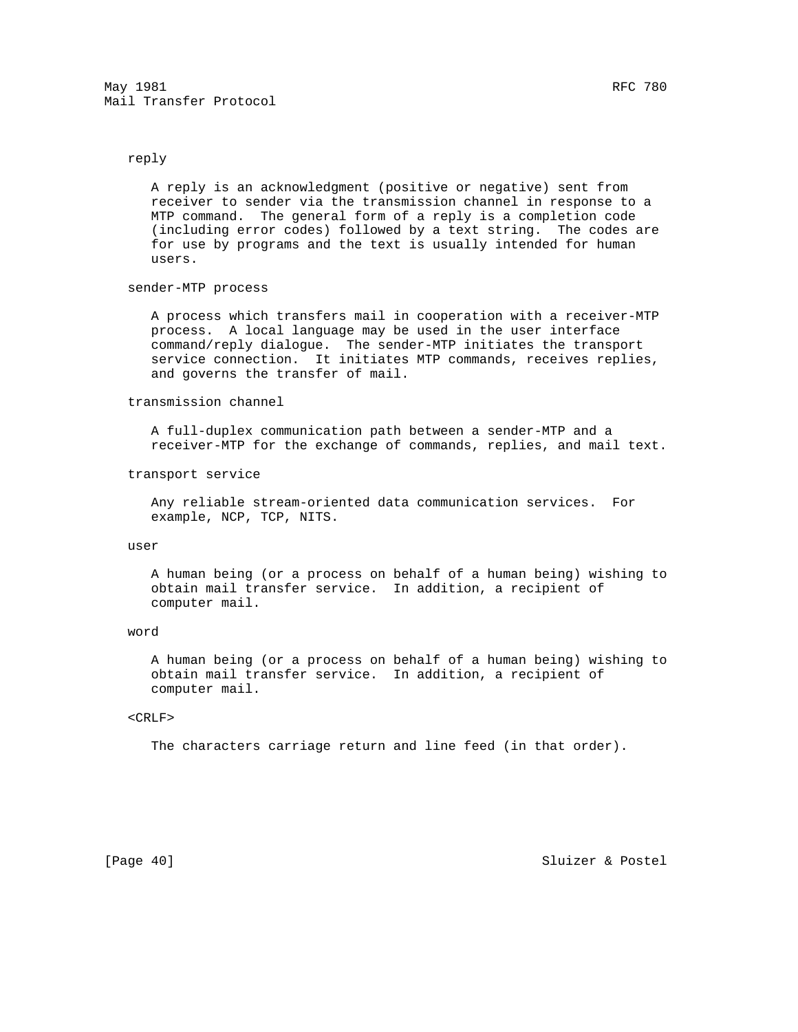reply

A reply is an acknowledgment (positive or negative) sent from receiver to sender via the transmission channel in response to a MTP command. The general form of a reply is a completion code (including error codes) followed by a text string. The codes are for use by programs and the text is usually intended for human users.

sender-MTP process

A process which transfers mail in cooperation with a receiver-MTP process. A local language may be used in the user interface command/reply dialogue. The sender-MTP initiates the transport service connection. It initiates MTP commands, receives replies, and governs the transfer of mail.

transmission channel

A full-duplex communication path between a sender-MTP and a receiver-MTP for the exchange of commands, replies, and mail text.

transport service

Any reliable stream-oriented data communication services. For example, NCP, TCP, NITS.

user

A human being (or a process on behalf of a human being) wishing to obtain mail transfer service. In addition, a recipient of computer mail.

word

A human being (or a process on behalf of a human being) wishing to obtain mail transfer service. In addition, a recipient of computer mail.

<CRLF>

The characters carriage return and line feed (in that order).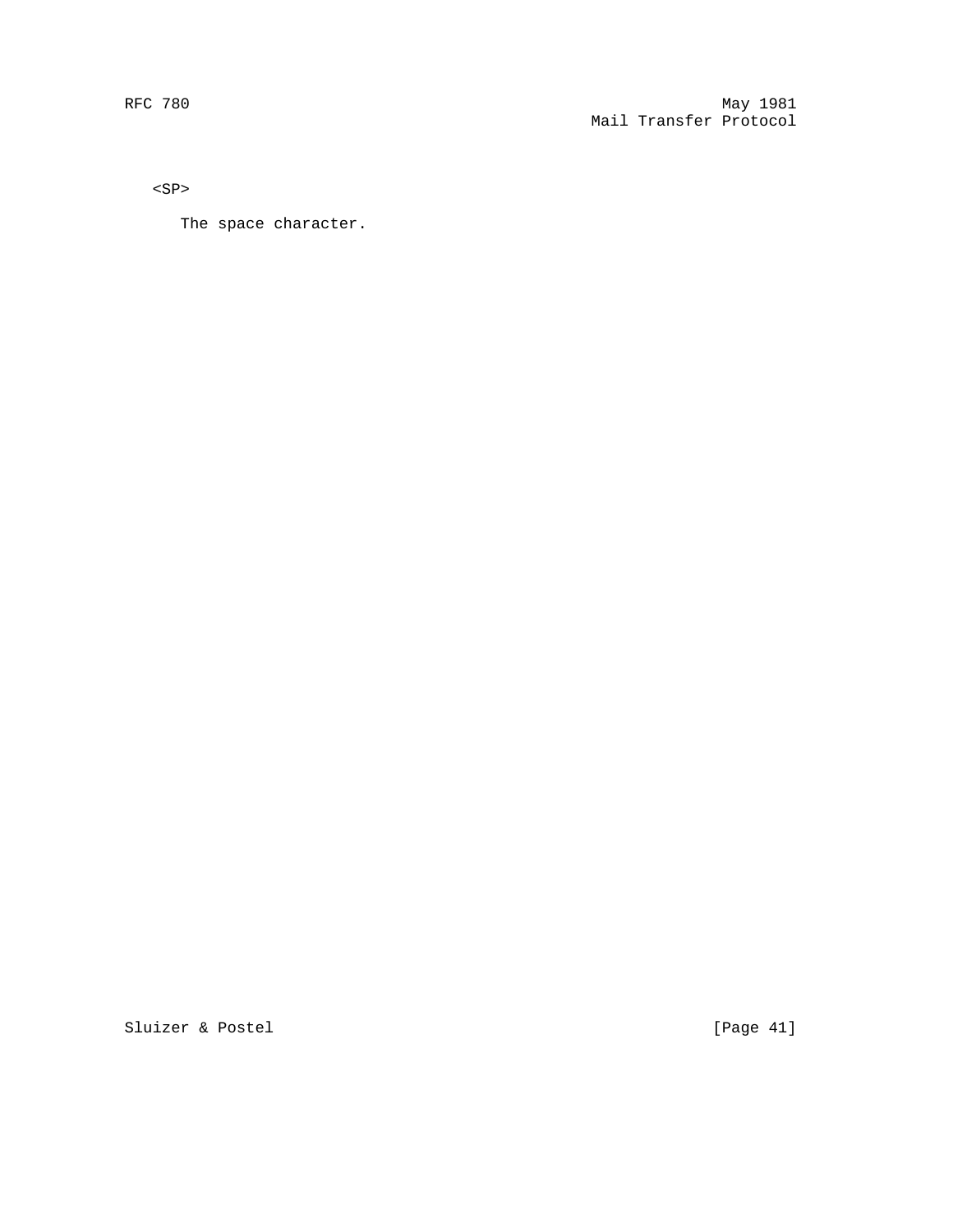<SP>

The space character.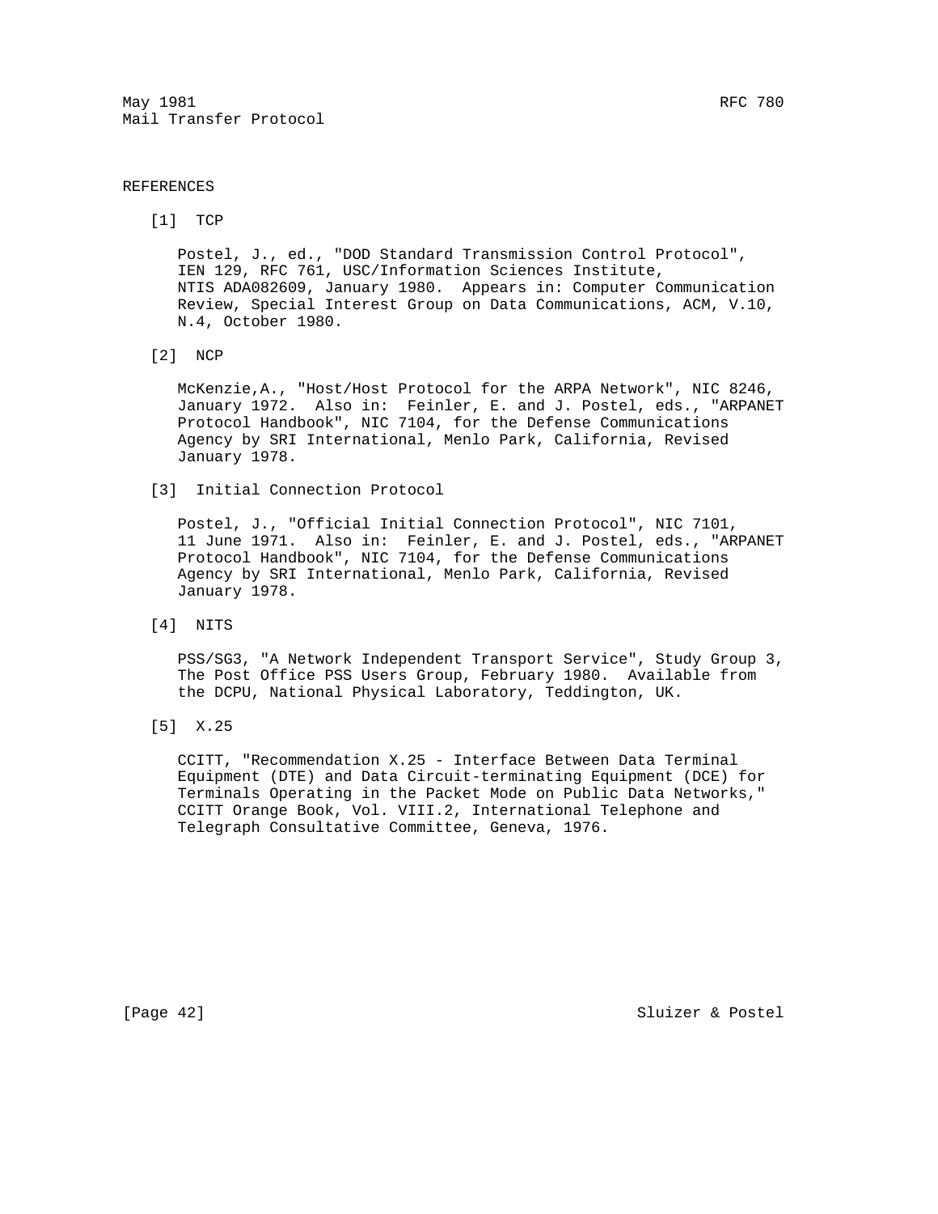## REFERENCES

[1] TCP

Postel, J., ed., "DOD Standard Transmission Control Protocol", IEN 129, RFC 761, USC/Information Sciences Institute, NTIS ADA082609, January 1980. Appears in: Computer Communication Review, Special Interest Group on Data Communications, ACM, V.10, N.4, October 1980.

[2] NCP

McKenzie,A., "Host/Host Protocol for the ARPA Network", NIC 8246, January 1972. Also in: Feinler, E. and J. Postel, eds., "ARPANET Protocol Handbook", NIC 7104, for the Defense Communications Agency by SRI International, Menlo Park, California, Revised January 1978.

[3] Initial Connection Protocol

Postel, J., "Official Initial Connection Protocol", NIC 7101, 11 June 1971. Also in: Feinler, E. and J. Postel, eds., "ARPANET Protocol Handbook", NIC 7104, for the Defense Communications Agency by SRI International, Menlo Park, California, Revised January 1978.

[4] NITS

PSS/SG3, "A Network Independent Transport Service", Study Group 3, The Post Office PSS Users Group, February 1980. Available from the DCPU, National Physical Laboratory, Teddington, UK.

[5] X.25

CCITT, "Recommendation X.25 - Interface Between Data Terminal Equipment (DTE) and Data Circuit-terminating Equipment (DCE) for Terminals Operating in the Packet Mode on Public Data Networks," CCITT Orange Book, Vol. VIII.2, International Telephone and Telegraph Consultative Committee, Geneva, 1976.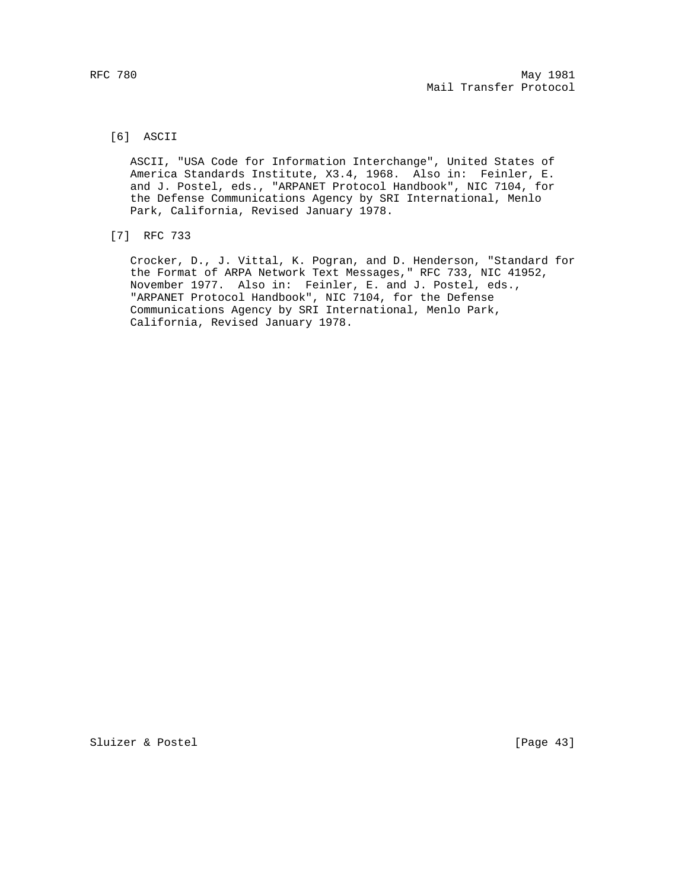[6] ASCII

ASCII, "USA Code for Information Interchange", United States of America Standards Institute, X3.4, 1968. Also in: Feinler, E. and J. Postel, eds., "ARPANET Protocol Handbook", NIC 7104, for the Defense Communications Agency by SRI International, Menlo Park, California, Revised January 1978.

[7] RFC 733

Crocker, D., J. Vittal, K. Pogran, and D. Henderson, "Standard for the Format of ARPA Network Text Messages," RFC 733, NIC 41952, November 1977. Also in: Feinler, E. and J. Postel, eds., "ARPANET Protocol Handbook", NIC 7104, for the Defense Communications Agency by SRI International, Menlo Park, California, Revised January 1978.